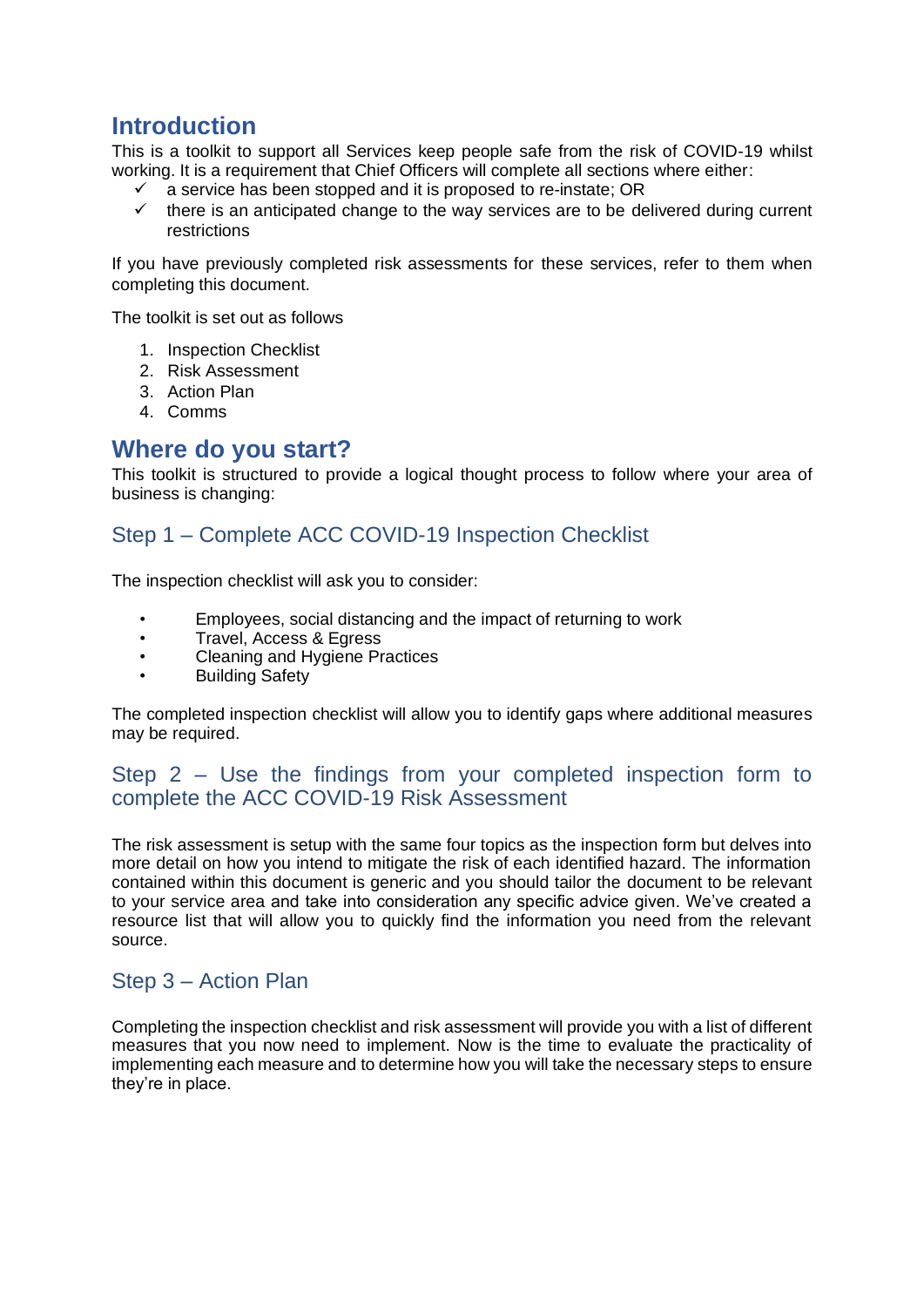# Introduction

This is a toolkit to support all Services keep people safe from the risk of COVID-19 whilst working. It is a requirement that Chief Officers will complete all sections where either:

- ✓ a service has been stopped and it is proposed to re-instate; OR
- ✓ there is an anticipated change to the way services are to be delivered during current restrictions

If you have previously completed risk assessments for these services, refer to them when completing this document.

The toolkit is set out as follows

1. Inspection Checklist
2. Risk Assessment
3. Action Plan
4. Comms

# Where do you start?

This toolkit is structured to provide a logical thought process to follow where your area of business is changing:

## Step 1 – Complete ACC COVID-19 Inspection Checklist

The inspection checklist will ask you to consider:

- Employees, social distancing and the impact of returning to work
- Travel, Access & Egress
- Cleaning and Hygiene Practices
- Building Safety

The completed inspection checklist will allow you to identify gaps where additional measures may be required.

## Step 2 – Use the findings from your completed inspection form to complete the ACC COVID-19 Risk Assessment

The risk assessment is setup with the same four topics as the inspection form but delves into more detail on how you intend to mitigate the risk of each identified hazard. The information contained within this document is generic and you should tailor the document to be relevant to your service area and take into consideration any specific advice given. We've created a resource list that will allow you to quickly find the information you need from the relevant source.

## Step 3 – Action Plan

Completing the inspection checklist and risk assessment will provide you with a list of different measures that you now need to implement. Now is the time to evaluate the practicality of implementing each measure and to determine how you will take the necessary steps to ensure they're in place.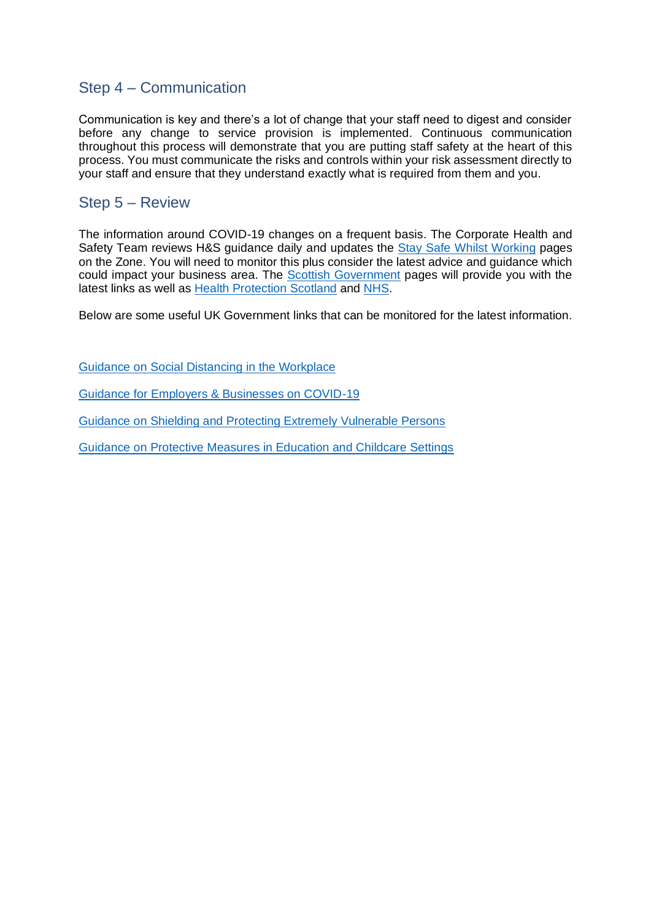## Step 4 – Communication

Communication is key and there's a lot of change that your staff need to digest and consider before any change to service provision is implemented. Continuous communication throughout this process will demonstrate that you are putting staff safety at the heart of this process. You must communicate the risks and controls within your risk assessment directly to your staff and ensure that they understand exactly what is required from them and you.

## Step 5 – Review

The information around COVID-19 changes on a frequent basis. The Corporate Health and Safety Team reviews H&S guidance daily and updates the Stay Safe Whilst Working pages on the Zone. You will need to monitor this plus consider the latest advice and guidance which could impact your business area. The Scottish Government pages will provide you with the latest links as well as Health Protection Scotland and NHS.

Below are some useful UK Government links that can be monitored for the latest information.

Guidance on Social Distancing in the Workplace

Guidance for Employers & Businesses on COVID-19

Guidance on Shielding and Protecting Extremely Vulnerable Persons

Guidance on Protective Measures in Education and Childcare Settings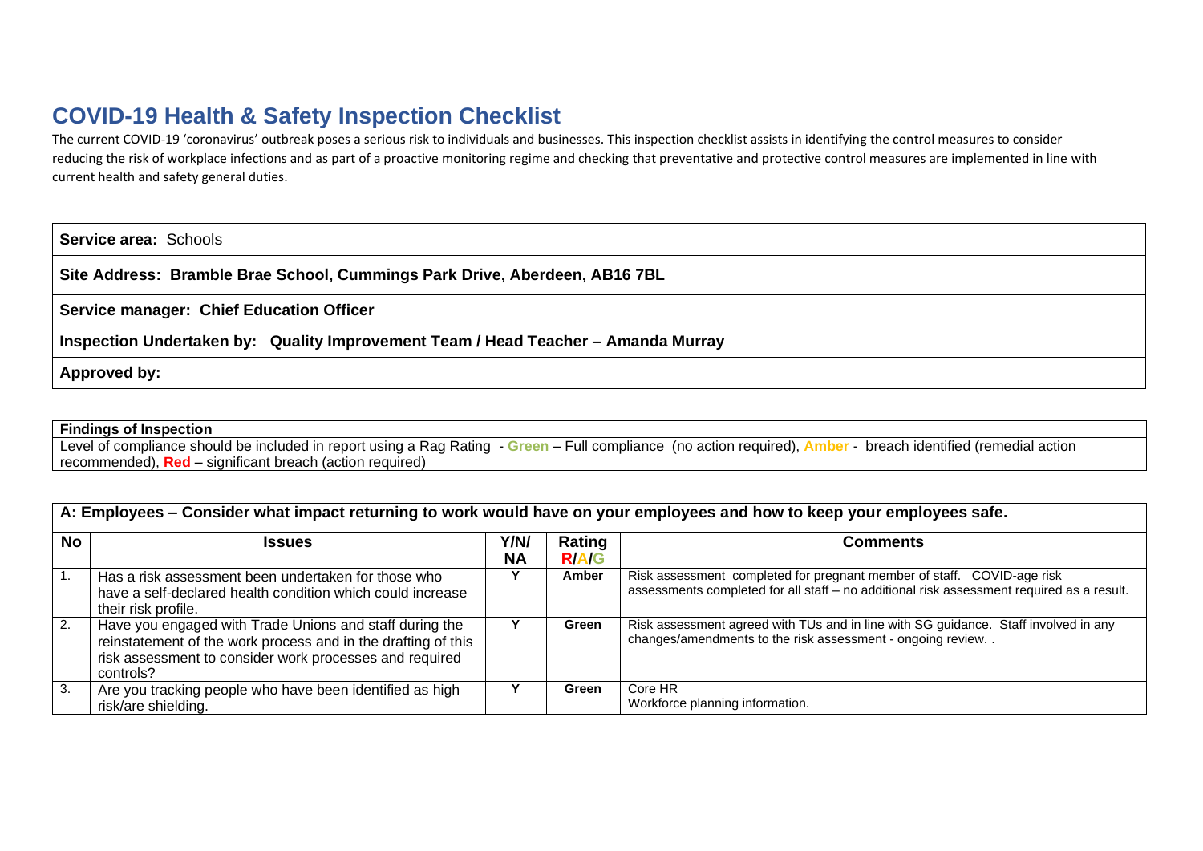# COVID-19 Health & Safety Inspection Checklist

The current COVID-19 'coronavirus' outbreak poses a serious risk to individuals and businesses. This inspection checklist assists in identifying the control measures to consider reducing the risk of workplace infections and as part of a proactive monitoring regime and checking that preventative and protective control measures are implemented in line with current health and safety general duties.

| |
|---|
| **Service area:** Schools |
| **Site Address: Bramble Brae School, Cummings Park Drive, Aberdeen, AB16 7BL** |
| **Service manager: Chief Education Officer** |
| **Inspection Undertaken by: Quality Improvement Team / Head Teacher – Amanda Murray** |
| **Approved by:** |

| **Findings of Inspection** |
|---|
| Level of compliance should be included in report using a Rag Rating - **Green** – Full compliance (no action required), **Amber** - breach identified (remedial action recommended), **Red** – significant breach (action required) |

| **A: Employees – Consider what impact returning to work would have on your employees and how to keep your employees safe.** | | | | |
|---|---|---|---|---|
| **No** | **Issues** | **Y/N/ NA** | **Rating R/A/G** | **Comments** |
| 1. | Has a risk assessment been undertaken for those who have a self-declared health condition which could increase their risk profile. | Y | Amber | Risk assessment completed for pregnant member of staff. COVID-age risk assessments completed for all staff – no additional risk assessment required as a result. |
| 2. | Have you engaged with Trade Unions and staff during the reinstatement of the work process and in the drafting of this risk assessment to consider work processes and required controls? | Y | Green | Risk assessment agreed with TUs and in line with SG guidance. Staff involved in any changes/amendments to the risk assessment - ongoing review. . |
| 3. | Are you tracking people who have been identified as high risk/are shielding. | Y | Green | Core HR<br>Workforce planning information. |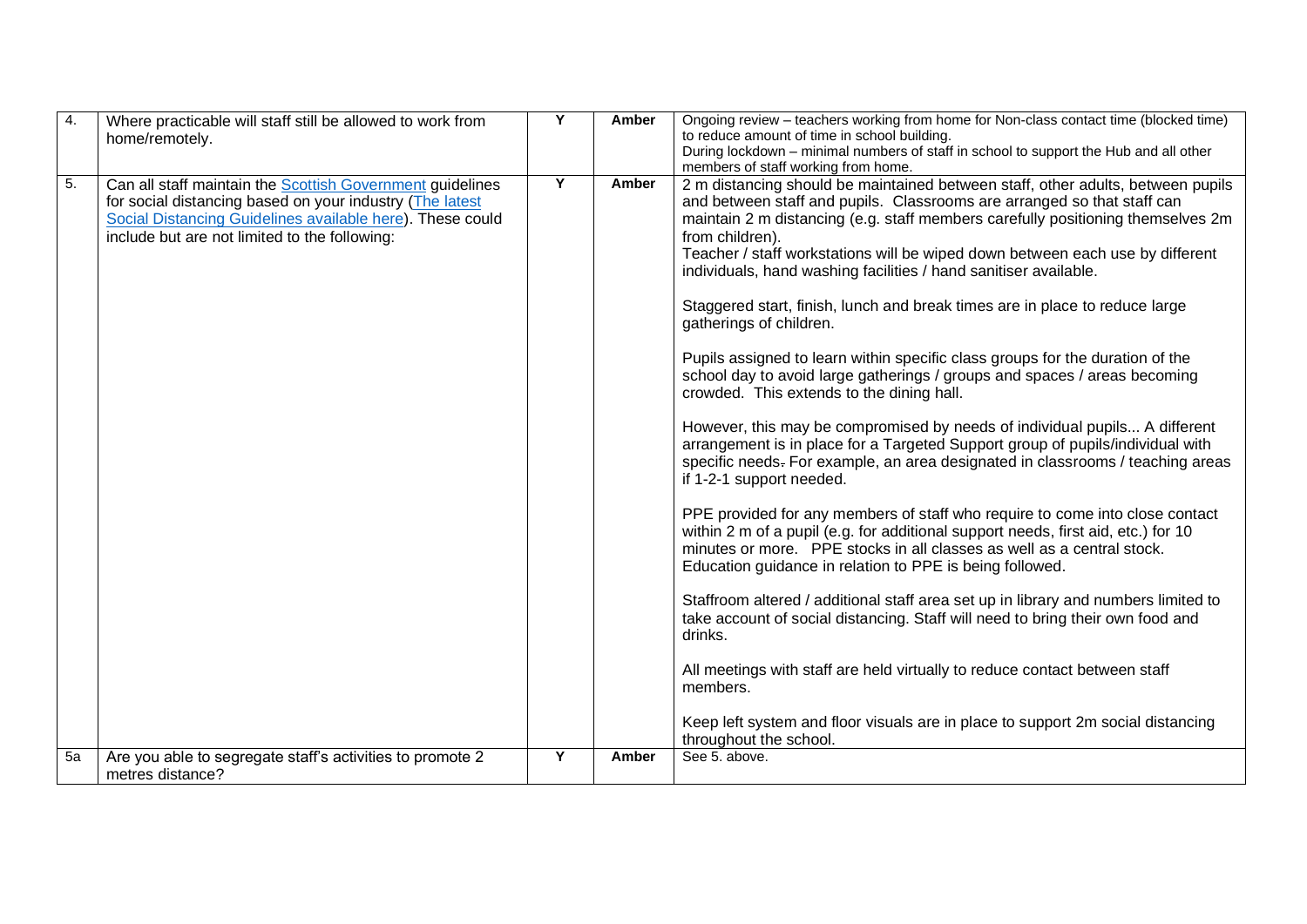| 4. | Where practicable will staff still be allowed to work from home/remotely. | Y | Amber | Ongoing review – teachers working from home for Non-class contact time (blocked time) to reduce amount of time in school building.<br>During lockdown – minimal numbers of staff in school to support the Hub and all other members of staff working from home. |
|---|---|---|---|---|
| 5. | Can all staff maintain the [Scottish Government](#) guidelines for social distancing based on your industry ([The latest Social Distancing Guidelines available here](#)). These could include but are not limited to the following: | Y | Amber | 2 m distancing should be maintained between staff, other adults, between pupils and between staff and pupils. Classrooms are arranged so that staff can maintain 2 m distancing (e.g. staff members carefully positioning themselves 2m from children).<br>Teacher / staff workstations will be wiped down between each use by different individuals, hand washing facilities / hand sanitiser available.<br><br>Staggered start, finish, lunch and break times are in place to reduce large gatherings of children.<br><br>Pupils assigned to learn within specific class groups for the duration of the school day to avoid large gatherings / groups and spaces / areas becoming crowded. This extends to the dining hall.<br><br>However, this may be compromised by needs of individual pupils... A different arrangement is in place for a Targeted Support group of pupils/individual with specific needs. For example, an area designated in classrooms / teaching areas if 1-2-1 support needed.<br><br>PPE provided for any members of staff who require to come into close contact within 2 m of a pupil (e.g. for additional support needs, first aid, etc.) for 10 minutes or more. PPE stocks in all classes as well as a central stock. Education guidance in relation to PPE is being followed.<br><br>Staffroom altered / additional staff area set up in library and numbers limited to take account of social distancing. Staff will need to bring their own food and drinks.<br><br>All meetings with staff are held virtually to reduce contact between staff members.<br><br>Keep left system and floor visuals are in place to support 2m social distancing throughout the school. |
| 5a | Are you able to segregate staff's activities to promote 2 metres distance? | Y | Amber | See 5. above. |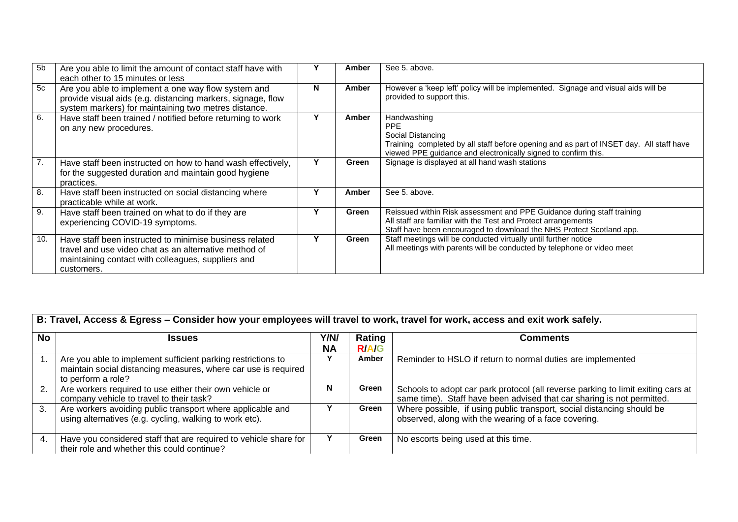| | | | | |
|---|---|---|---|---|
| 5b | Are you able to limit the amount of contact staff have with each other to 15 minutes or less | Y | Amber | See 5. above. |
| 5c | Are you able to implement a one way flow system and provide visual aids (e.g. distancing markers, signage, flow system markers) for maintaining two metres distance. | N | Amber | However a 'keep left' policy will be implemented. Signage and visual aids will be provided to support this. |
| 6. | Have staff been trained / notified before returning to work on any new procedures. | Y | Amber | Handwashing<br>PPE<br>Social Distancing<br>Training completed by all staff before opening and as part of INSET day. All staff have viewed PPE guidance and electronically signed to confirm this. |
| 7. | Have staff been instructed on how to hand wash effectively, for the suggested duration and maintain good hygiene practices. | Y | Green | Signage is displayed at all hand wash stations |
| 8. | Have staff been instructed on social distancing where practicable while at work. | Y | Amber | See 5. above. |
| 9. | Have staff been trained on what to do if they are experiencing COVID-19 symptoms. | Y | Green | Reissued within Risk assessment and PPE Guidance during staff training<br>All staff are familiar with the Test and Protect arrangements<br>Staff have been encouraged to download the NHS Protect Scotland app. |
| 10. | Have staff been instructed to minimise business related travel and use video chat as an alternative method of maintaining contact with colleagues, suppliers and customers. | Y | Green | Staff meetings will be conducted virtually until further notice<br>All meetings with parents will be conducted by telephone or video meet |

**B: Travel, Access & Egress – Consider how your employees will travel to work, travel for work, access and exit work safely.**

| No | Issues | Y/N/ NA | Rating R/A/G | Comments |
|---|---|---|---|---|
| 1. | Are you able to implement sufficient parking restrictions to maintain social distancing measures, where car use is required to perform a role? | Y | Amber | Reminder to HSLO if return to normal duties are implemented |
| 2. | Are workers required to use either their own vehicle or company vehicle to travel to their task? | N | Green | Schools to adopt car park protocol (all reverse parking to limit exiting cars at same time). Staff have been advised that car sharing is not permitted. |
| 3. | Are workers avoiding public transport where applicable and using alternatives (e.g. cycling, walking to work etc). | Y | Green | Where possible, if using public transport, social distancing should be observed, along with the wearing of a face covering. |
| 4. | Have you considered staff that are required to vehicle share for their role and whether this could continue? | Y | Green | No escorts being used at this time. |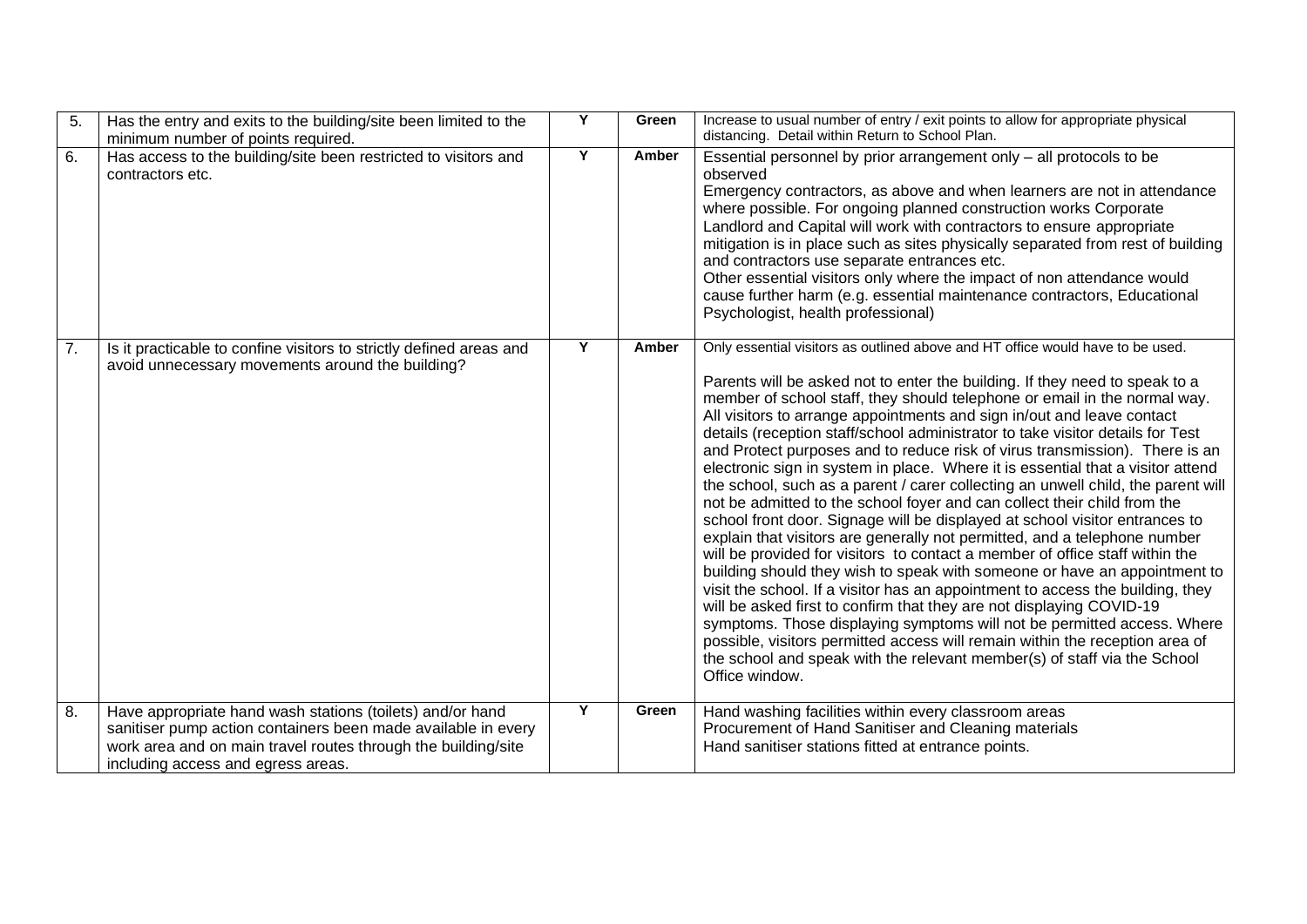| 5. | Has the entry and exits to the building/site been limited to the minimum number of points required. | Y | Green | Increase to usual number of entry / exit points to allow for appropriate physical distancing. Detail within Return to School Plan. |
|---|---|---|---|---|
| 6. | Has access to the building/site been restricted to visitors and contractors etc. | Y | Amber | Essential personnel by prior arrangement only – all protocols to be observed<br>Emergency contractors, as above and when learners are not in attendance where possible. For ongoing planned construction works Corporate Landlord and Capital will work with contractors to ensure appropriate mitigation is in place such as sites physically separated from rest of building and contractors use separate entrances etc.<br>Other essential visitors only where the impact of non attendance would cause further harm (e.g. essential maintenance contractors, Educational Psychologist, health professional) |
| 7. | Is it practicable to confine visitors to strictly defined areas and avoid unnecessary movements around the building? | Y | Amber | Only essential visitors as outlined above and HT office would have to be used.<br><br>Parents will be asked not to enter the building. If they need to speak to a member of school staff, they should telephone or email in the normal way. All visitors to arrange appointments and sign in/out and leave contact details (reception staff/school administrator to take visitor details for Test and Protect purposes and to reduce risk of virus transmission). There is an electronic sign in system in place. Where it is essential that a visitor attend the school, such as a parent / carer collecting an unwell child, the parent will not be admitted to the school foyer and can collect their child from the school front door. Signage will be displayed at school visitor entrances to explain that visitors are generally not permitted, and a telephone number will be provided for visitors to contact a member of office staff within the building should they wish to speak with someone or have an appointment to visit the school. If a visitor has an appointment to access the building, they will be asked first to confirm that they are not displaying COVID-19 symptoms. Those displaying symptoms will not be permitted access. Where possible, visitors permitted access will remain within the reception area of the school and speak with the relevant member(s) of staff via the School Office window. |
| 8. | Have appropriate hand wash stations (toilets) and/or hand sanitiser pump action containers been made available in every work area and on main travel routes through the building/site including access and egress areas. | Y | Green | Hand washing facilities within every classroom areas<br>Procurement of Hand Sanitiser and Cleaning materials<br>Hand sanitiser stations fitted at entrance points. |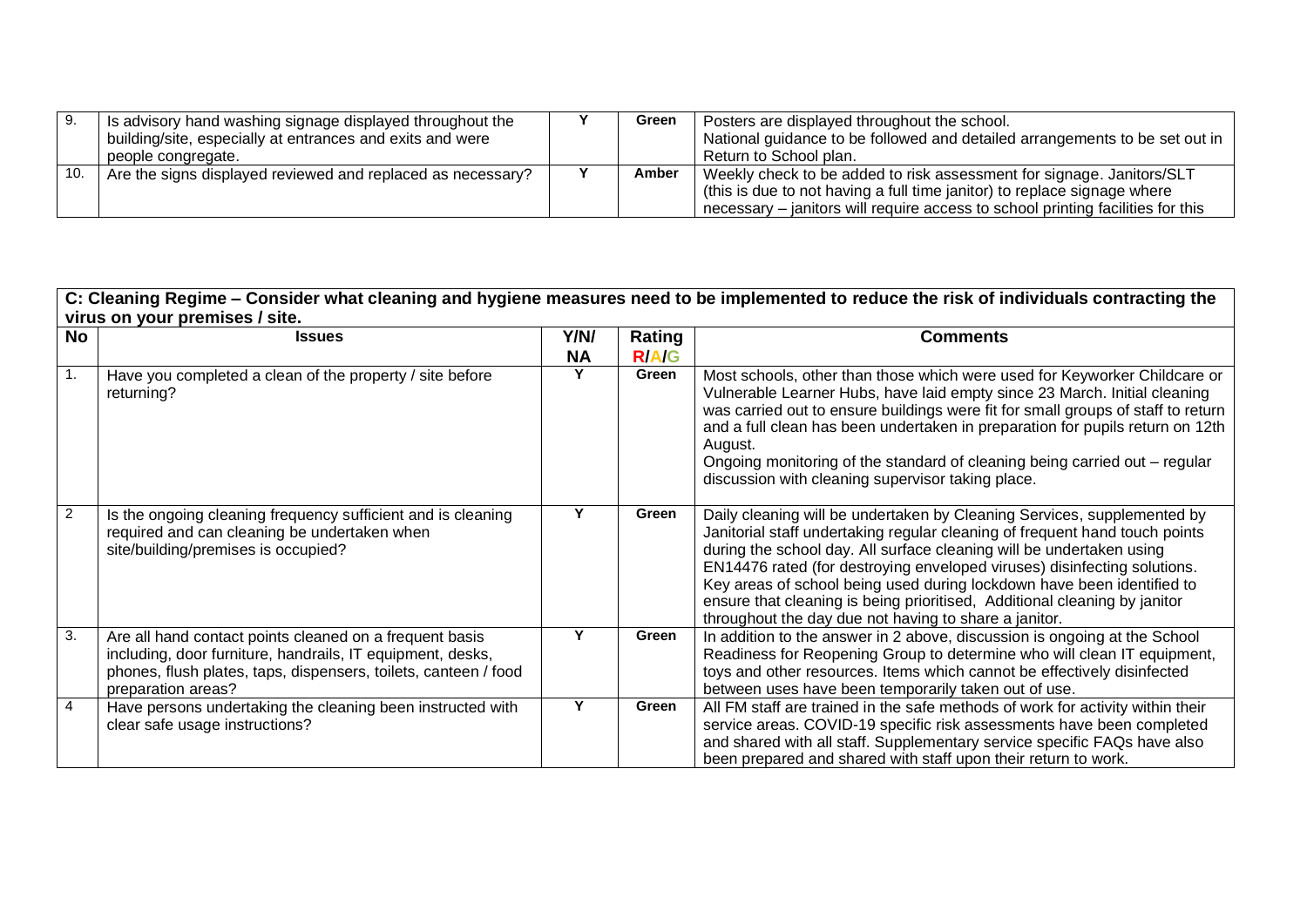| 9. | Is advisory hand washing signage displayed throughout the building/site, especially at entrances and exits and were people congregate. | Y | Green | Posters are displayed throughout the school. National guidance to be followed and detailed arrangements to be set out in Return to School plan. |
|---|---|---|---|---|
| 10. | Are the signs displayed reviewed and replaced as necessary? | Y | Amber | Weekly check to be added to risk assessment for signage. Janitors/SLT (this is due to not having a full time janitor) to replace signage where necessary – janitors will require access to school printing facilities for this |

**C: Cleaning Regime – Consider what cleaning and hygiene measures need to be implemented to reduce the risk of individuals contracting the virus on your premises / site.**

| No | Issues | Y/N/NA | Rating R/A/G | Comments |
|---|---|---|---|---|
| 1. | Have you completed a clean of the property / site before returning? | Y | Green | Most schools, other than those which were used for Keyworker Childcare or Vulnerable Learner Hubs, have laid empty since 23 March. Initial cleaning was carried out to ensure buildings were fit for small groups of staff to return and a full clean has been undertaken in preparation for pupils return on 12th August. Ongoing monitoring of the standard of cleaning being carried out – regular discussion with cleaning supervisor taking place. |
| 2 | Is the ongoing cleaning frequency sufficient and is cleaning required and can cleaning be undertaken when site/building/premises is occupied? | Y | Green | Daily cleaning will be undertaken by Cleaning Services, supplemented by Janitorial staff undertaking regular cleaning of frequent hand touch points during the school day. All surface cleaning will be undertaken using EN14476 rated (for destroying enveloped viruses) disinfecting solutions. Key areas of school being used during lockdown have been identified to ensure that cleaning is being prioritised, Additional cleaning by janitor throughout the day due not having to share a janitor. |
| 3. | Are all hand contact points cleaned on a frequent basis including, door furniture, handrails, IT equipment, desks, phones, flush plates, taps, dispensers, toilets, canteen / food preparation areas? | Y | Green | In addition to the answer in 2 above, discussion is ongoing at the School Readiness for Reopening Group to determine who will clean IT equipment, toys and other resources. Items which cannot be effectively disinfected between uses have been temporarily taken out of use. |
| 4 | Have persons undertaking the cleaning been instructed with clear safe usage instructions? | Y | Green | All FM staff are trained in the safe methods of work for activity within their service areas. COVID-19 specific risk assessments have been completed and shared with all staff. Supplementary service specific FAQs have also been prepared and shared with staff upon their return to work. |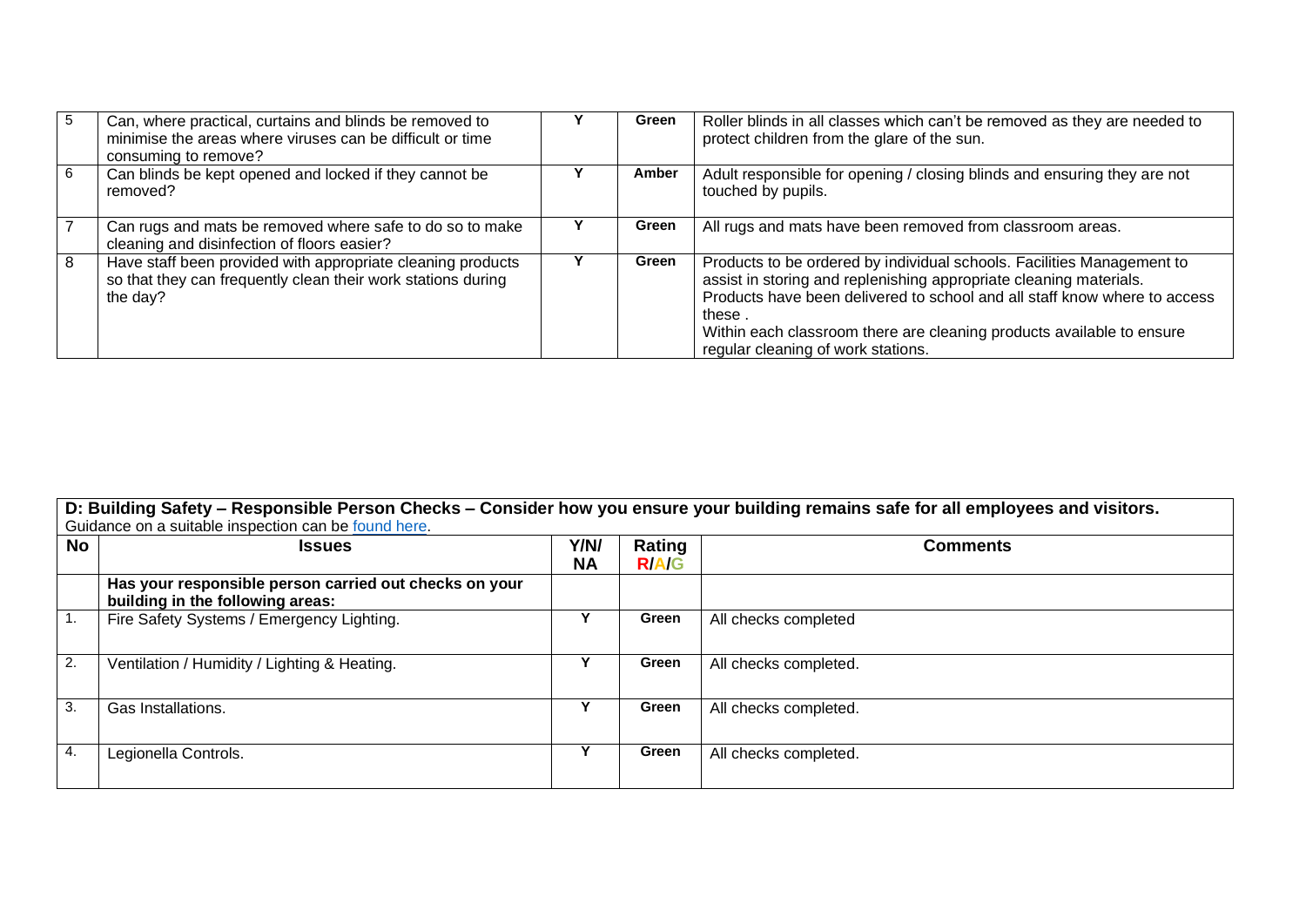| 5 | Can, where practical, curtains and blinds be removed to minimise the areas where viruses can be difficult or time consuming to remove? | Y | Green | Roller blinds in all classes which can't be removed as they are needed to protect children from the glare of the sun. |
|---|---|---|---|---|
| 6 | Can blinds be kept opened and locked if they cannot be removed? | Y | Amber | Adult responsible for opening / closing blinds and ensuring they are not touched by pupils. |
| 7 | Can rugs and mats be removed where safe to do so to make cleaning and disinfection of floors easier? | Y | Green | All rugs and mats have been removed from classroom areas. |
| 8 | Have staff been provided with appropriate cleaning products so that they can frequently clean their work stations during the day? | Y | Green | Products to be ordered by individual schools. Facilities Management to assist in storing and replenishing appropriate cleaning materials. Products have been delivered to school and all staff know where to access these . Within each classroom there are cleaning products available to ensure regular cleaning of work stations. |

**D: Building Safety – Responsible Person Checks – Consider how you ensure your building remains safe for all employees and visitors.**
Guidance on a suitable inspection can be found here.

| No | Issues | Y/N/NA | Rating R/A/G | Comments |
|---|---|---|---|---|
| | **Has your responsible person carried out checks on your building in the following areas:** | | | |
| 1. | Fire Safety Systems / Emergency Lighting. | Y | Green | All checks completed |
| 2. | Ventilation / Humidity / Lighting & Heating. | Y | Green | All checks completed. |
| 3. | Gas Installations. | Y | Green | All checks completed. |
| 4. | Legionella Controls. | Y | Green | All checks completed. |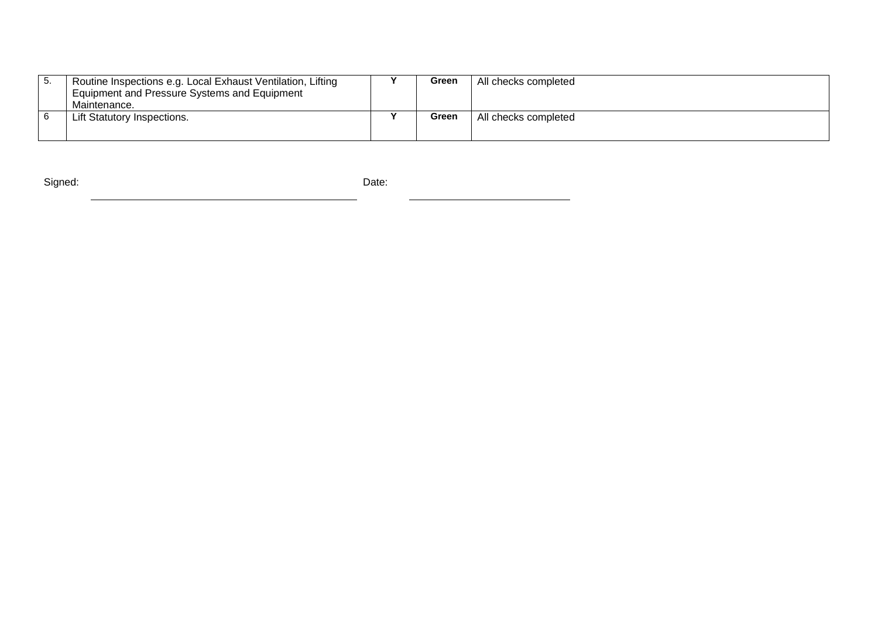| 5. | Routine Inspections e.g. Local Exhaust Ventilation, Lifting Equipment and Pressure Systems and Equipment Maintenance. | **Y** | **Green** | All checks completed |
|---|---|---|---|---|
| 6 | Lift Statutory Inspections. | **Y** | **Green** | All checks completed |

Signed: ______________________________ Date: ____________________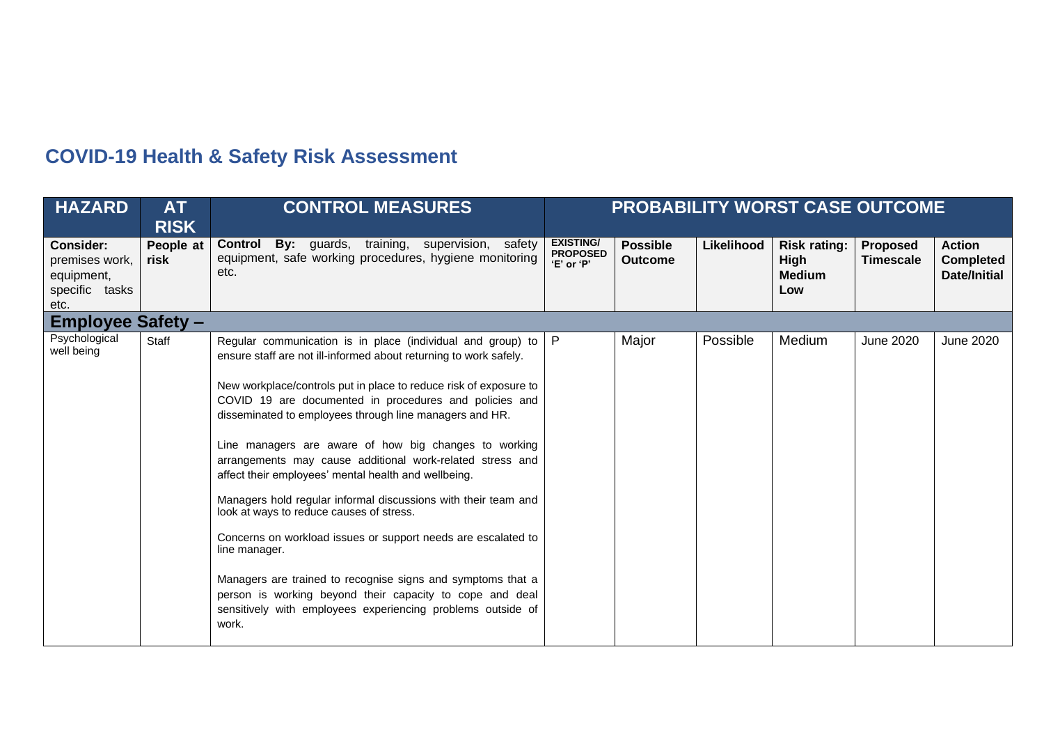## COVID-19 Health & Safety Risk Assessment

| HAZARD | AT RISK | CONTROL MEASURES | PROBABILITY WORST CASE OUTCOME | | | | | |
|---|---|---|---|---|---|---|---|---|
| **Consider:** premises work, equipment, specific tasks etc. | **People at risk** | **Control By:** guards, training, supervision, safety equipment, safe working procedures, hygiene monitoring etc. | **EXISTING/ PROPOSED 'E' or 'P'** | **Possible Outcome** | **Likelihood** | **Risk rating: High Medium Low** | **Proposed Timescale** | **Action Completed Date/Initial** |
| **Employee Safety –** | | | | | | | | |
| Psychological well being | Staff | Regular communication is in place (individual and group) to ensure staff are not ill-informed about returning to work safely.<br><br>New workplace/controls put in place to reduce risk of exposure to COVID 19 are documented in procedures and policies and disseminated to employees through line managers and HR.<br><br>Line managers are aware of how big changes to working arrangements may cause additional work-related stress and affect their employees' mental health and wellbeing.<br><br>Managers hold regular informal discussions with their team and look at ways to reduce causes of stress.<br><br>Concerns on workload issues or support needs are escalated to line manager.<br><br>Managers are trained to recognise signs and symptoms that a person is working beyond their capacity to cope and deal sensitively with employees experiencing problems outside of work. | P | Major | Possible | Medium | June 2020 | June 2020 |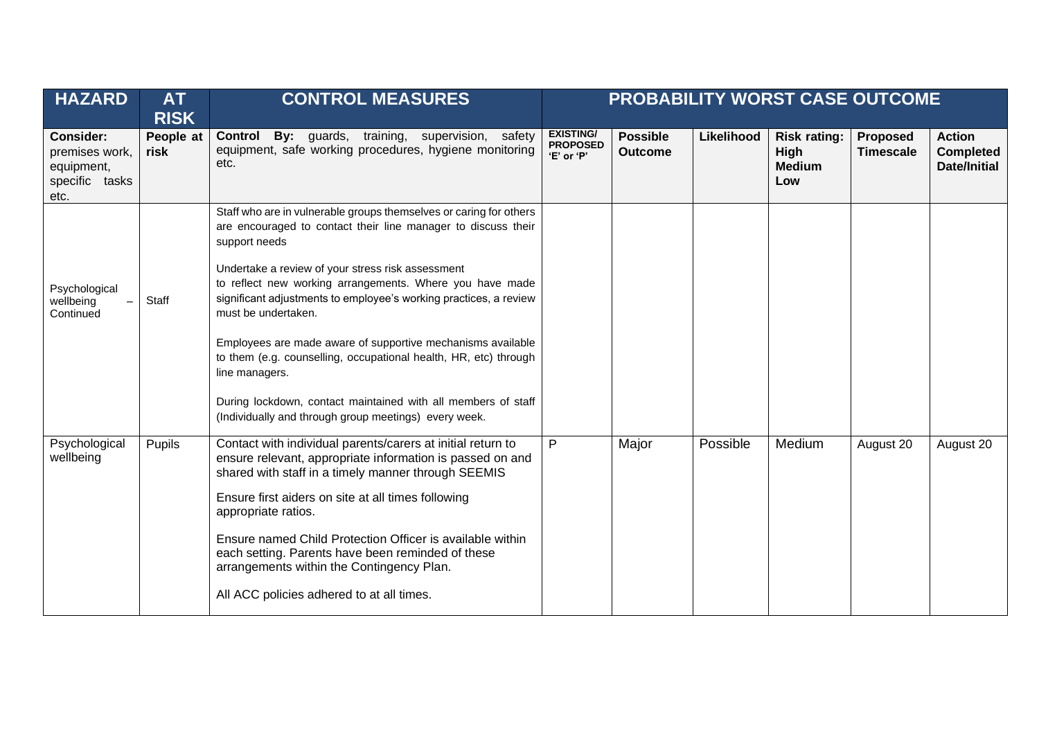| HAZARD | AT RISK | CONTROL MEASURES | PROBABILITY WORST CASE OUTCOME | | | | | |
|---|---|---|---|---|---|---|---|---|
| **Consider:** premises work, equipment, specific tasks etc. | **People at risk** | **Control By:** guards, training, supervision, safety equipment, safe working procedures, hygiene monitoring etc. | **EXISTING/ PROPOSED 'E' or 'P'** | **Possible Outcome** | **Likelihood** | **Risk rating: High Medium Low** | **Proposed Timescale** | **Action Completed Date/Initial** |
| Psychological wellbeing – Continued | Staff | Staff who are in vulnerable groups themselves or caring for others are encouraged to contact their line manager to discuss their support needs<br><br>Undertake a review of your stress risk assessment to reflect new working arrangements. Where you have made significant adjustments to employee's working practices, a review must be undertaken.<br><br>Employees are made aware of supportive mechanisms available to them (e.g. counselling, occupational health, HR, etc) through line managers.<br><br>During lockdown, contact maintained with all members of staff (Individually and through group meetings) every week. | | | | | | |
| Psychological wellbeing | Pupils | Contact with individual parents/carers at initial return to ensure relevant, appropriate information is passed on and shared with staff in a timely manner through SEEMIS<br><br>Ensure first aiders on site at all times following appropriate ratios.<br><br>Ensure named Child Protection Officer is available within each setting. Parents have been reminded of these arrangements within the Contingency Plan.<br><br>All ACC policies adhered to at all times. | P | Major | Possible | Medium | August 20 | August 20 |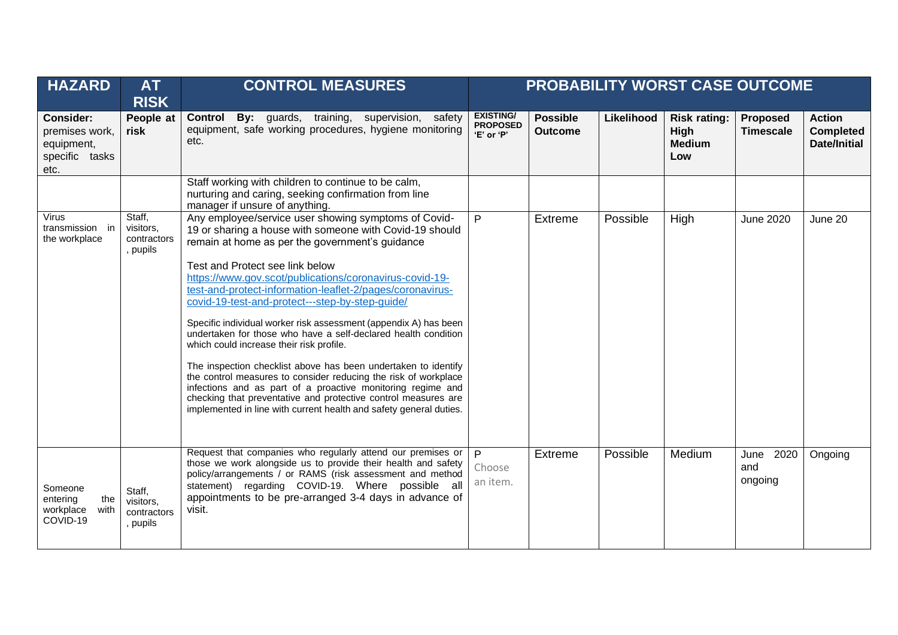| HAZARD | AT RISK | CONTROL MEASURES | PROBABILITY WORST CASE OUTCOME | | | | | |
|---|---|---|---|---|---|---|---|---|
| **Consider:** premises work, equipment, specific tasks etc. | **People at risk** | **Control By:** guards, training, supervision, safety equipment, safe working procedures, hygiene monitoring etc. | **EXISTING/ PROPOSED 'E' or 'P'** | **Possible Outcome** | **Likelihood** | **Risk rating: High Medium Low** | **Proposed Timescale** | **Action Completed Date/Initial** |
| | | Staff working with children to continue to be calm, nurturing and caring, seeking confirmation from line manager if unsure of anything. | | | | | | |
| Virus transmission in the workplace | Staff, visitors, contractors, pupils | Any employee/service user showing symptoms of Covid-19 or sharing a house with someone with Covid-19 should remain at home as per the government's guidance<br><br>Test and Protect see link below<br>https://www.gov.scot/publications/coronavirus-covid-19-test-and-protect-information-leaflet-2/pages/coronavirus-covid-19-test-and-protect---step-by-step-guide/<br><br>Specific individual worker risk assessment (appendix A) has been undertaken for those who have a self-declared health condition which could increase their risk profile.<br><br>The inspection checklist above has been undertaken to identify the control measures to consider reducing the risk of workplace infections and as part of a proactive monitoring regime and checking that preventative and protective control measures are implemented in line with current health and safety general duties. | P | Extreme | Possible | High | June 2020 | June 20 |
| Someone entering the workplace with COVID-19 | Staff, visitors, contractors, pupils | Request that companies who regularly attend our premises or those we work alongside us to provide their health and safety policy/arrangements / or RAMS (risk assessment and method statement) regarding COVID-19. Where possible all appointments to be pre-arranged 3-4 days in advance of visit. | P<br>Choose an item. | Extreme | Possible | Medium | June 2020 and ongoing | Ongoing |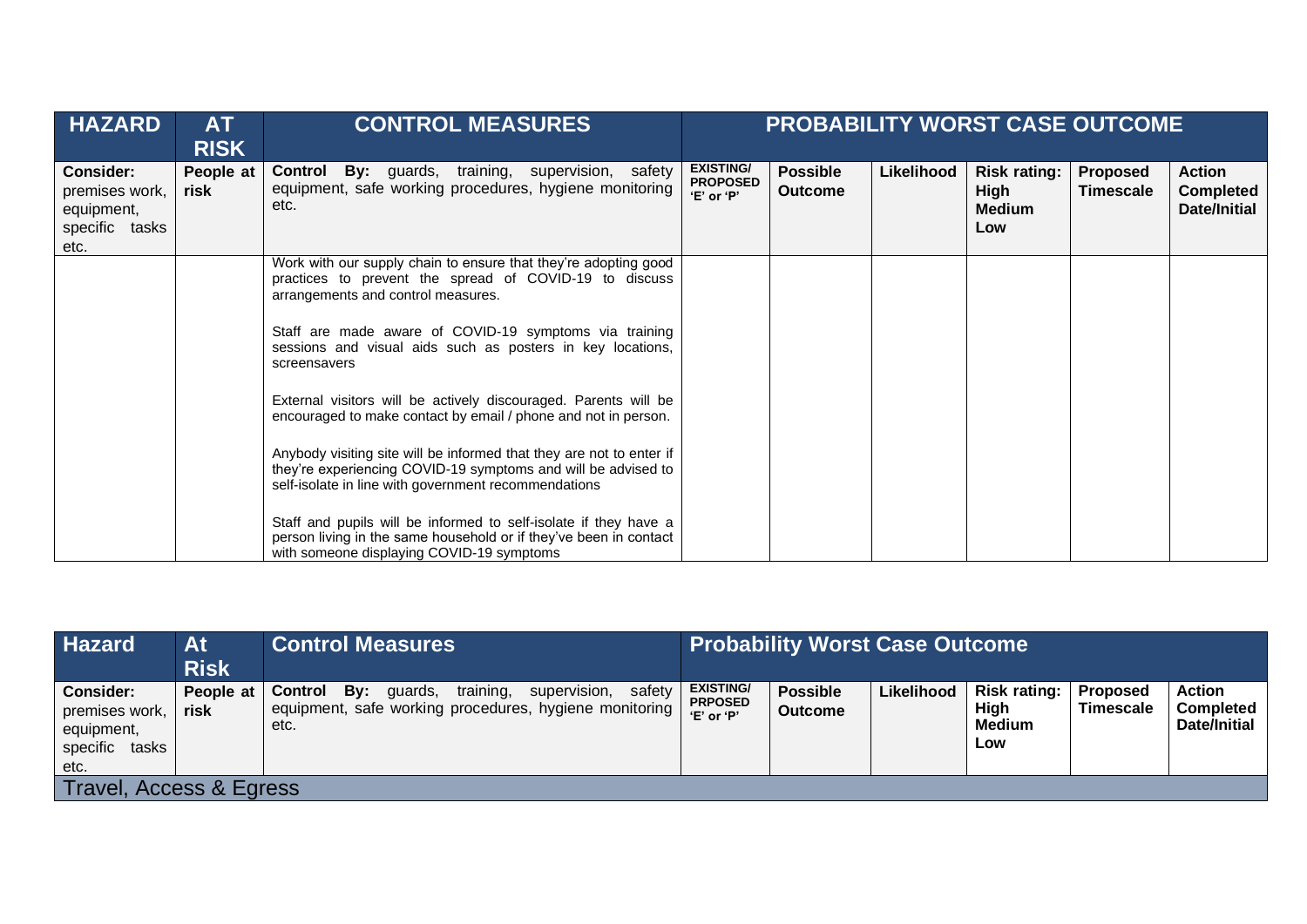| HAZARD | AT RISK | CONTROL MEASURES | PROBABILITY WORST CASE OUTCOME | | | | | |
|---|---|---|---|---|---|---|---|---|
| **Consider:** premises work, equipment, specific tasks etc. | **People at risk** | **Control By:** guards, training, supervision, safety equipment, safe working procedures, hygiene monitoring etc. | **EXISTING/ PROPOSED 'E' or 'P'** | **Possible Outcome** | **Likelihood** | **Risk rating: High Medium Low** | **Proposed Timescale** | **Action Completed Date/Initial** |
| | | Work with our supply chain to ensure that they're adopting good practices to prevent the spread of COVID-19 to discuss arrangements and control measures.<br><br>Staff are made aware of COVID-19 symptoms via training sessions and visual aids such as posters in key locations, screensavers<br><br>External visitors will be actively discouraged. Parents will be encouraged to make contact by email / phone and not in person.<br><br>Anybody visiting site will be informed that they are not to enter if they're experiencing COVID-19 symptoms and will be advised to self-isolate in line with government recommendations<br><br>Staff and pupils will be informed to self-isolate if they have a person living in the same household or if they've been in contact with someone displaying COVID-19 symptoms | | | | | | |

| Hazard | At Risk | Control Measures | Probability Worst Case Outcome | | | | | |
|---|---|---|---|---|---|---|---|---|
| **Consider:** premises work, equipment, specific tasks etc. | **People at risk** | **Control By:** guards, training, supervision, safety equipment, safe working procedures, hygiene monitoring etc. | **EXISTING/ PRPOSED 'E' or 'P'** | **Possible Outcome** | **Likelihood** | **Risk rating: High Medium Low** | **Proposed Timescale** | **Action Completed Date/Initial** |
| Travel, Access & Egress | | | | | | | | |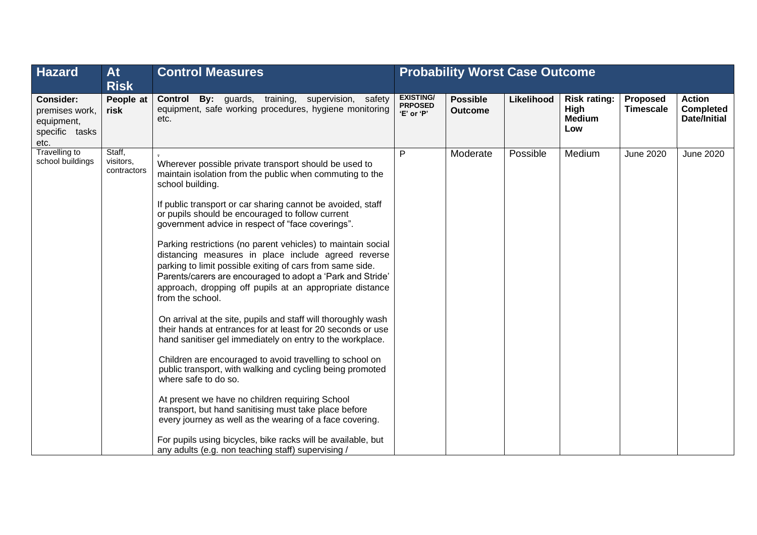| Hazard | At Risk | Control Measures | Probability Worst Case Outcome | | | | | |
|---|---|---|---|---|---|---|---|---|
| **Consider:** premises work, equipment, specific tasks etc. | **People at risk** | **Control By:** guards, training, supervision, safety equipment, safe working procedures, hygiene monitoring etc. | **EXISTING/ PRPOSED 'E' or 'P'** | **Possible Outcome** | **Likelihood** | **Risk rating: High Medium Low** | **Proposed Timescale** | **Action Completed Date/Initial** |
| Travelling to school buildings | Staff, visitors, contractors | . <br><br> Wherever possible private transport should be used to maintain isolation from the public when commuting to the school building. <br><br> If public transport or car sharing cannot be avoided, staff or pupils should be encouraged to follow current government advice in respect of "face coverings". <br><br> Parking restrictions (no parent vehicles) to maintain social distancing measures in place include agreed reverse parking to limit possible exiting of cars from same side. Parents/carers are encouraged to adopt a 'Park and Stride' approach, dropping off pupils at an appropriate distance from the school. <br><br> On arrival at the site, pupils and staff will thoroughly wash their hands at entrances for at least for 20 seconds or use hand sanitiser gel immediately on entry to the workplace. <br><br> Children are encouraged to avoid travelling to school on public transport, with walking and cycling being promoted where safe to do so. <br><br> At present we have no children requiring School transport, but hand sanitising must take place before every journey as well as the wearing of a face covering. <br><br> For pupils using bicycles, bike racks will be available, but any adults (e.g. non teaching staff) supervising / | P | Moderate | Possible | Medium | June 2020 | June 2020 |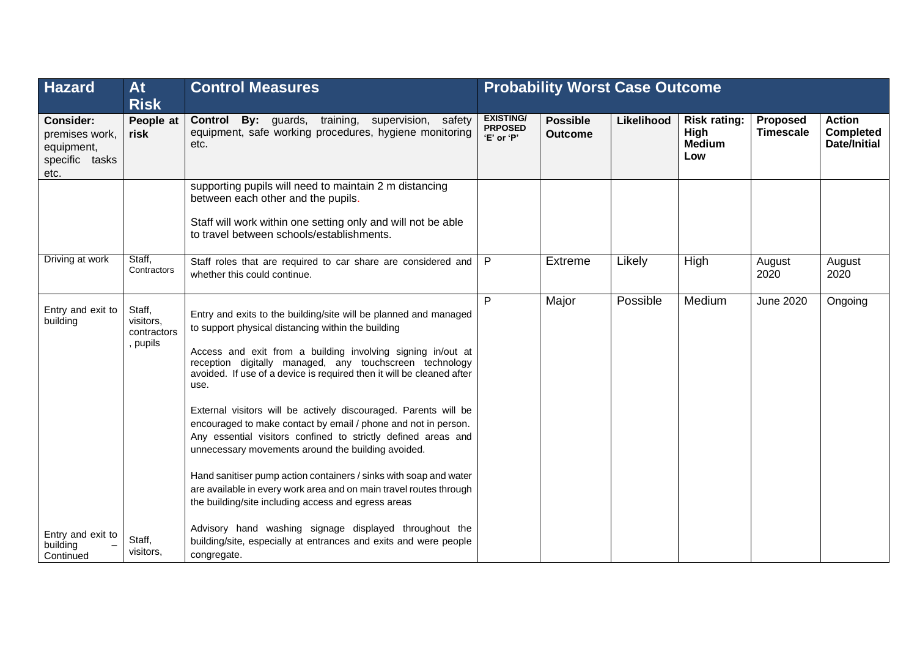| Hazard | At Risk | Control Measures | Probability Worst Case Outcome | | | | | |
|---|---|---|---|---|---|---|---|---|
| **Consider:** premises work, equipment, specific tasks etc. | **People at risk** | **Control By:** guards, training, supervision, safety equipment, safe working procedures, hygiene monitoring etc. | **EXISTING/ PRPOSED 'E' or 'P'** | **Possible Outcome** | **Likelihood** | **Risk rating: High Medium Low** | **Proposed Timescale** | **Action Completed Date/Initial** |
| | | supporting pupils will need to maintain 2 m distancing between each other and the pupils.<br><br>Staff will work within one setting only and will not be able to travel between schools/establishments. | | | | | | |
| Driving at work | Staff, Contractors | Staff roles that are required to car share are considered and whether this could continue. | P | Extreme | Likely | High | August 2020 | August 2020 |
| Entry and exit to building | Staff, visitors, contractors, pupils | Entry and exits to the building/site will be planned and managed to support physical distancing within the building<br><br>Access and exit from a building involving signing in/out at reception digitally managed, any touchscreen technology avoided. If use of a device is required then it will be cleaned after use.<br><br>External visitors will be actively discouraged. Parents will be encouraged to make contact by email / phone and not in person. Any essential visitors confined to strictly defined areas and unnecessary movements around the building avoided.<br><br>Hand sanitiser pump action containers / sinks with soap and water are available in every work area and on main travel routes through the building/site including access and egress areas | P | Major | Possible | Medium | June 2020 | Ongoing |
| Entry and exit to building – Continued | Staff, visitors, | Advisory hand washing signage displayed throughout the building/site, especially at entrances and exits and were people congregate. | | | | | | |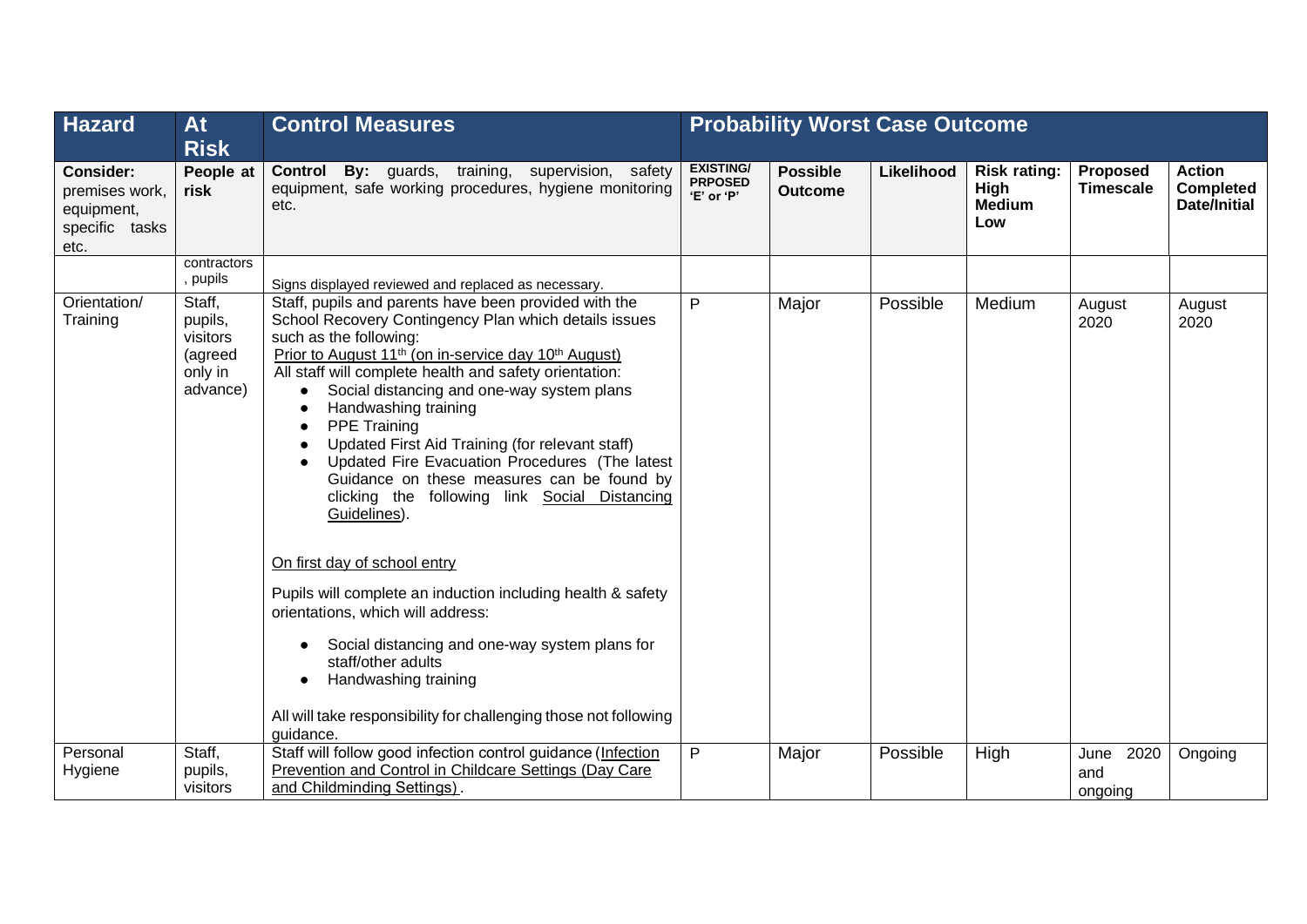| Hazard | At Risk | Control Measures | Probability Worst Case Outcome | | | | | |
|---|---|---|---|---|---|---|---|---|
| **Consider:** premises work, equipment, specific tasks etc. | **People at risk** | **Control By:** guards, training, supervision, safety equipment, safe working procedures, hygiene monitoring etc. | **EXISTING/ PRPOSED 'E' or 'P'** | **Possible Outcome** | **Likelihood** | **Risk rating: High Medium Low** | **Proposed Timescale** | **Action Completed Date/Initial** |
| | contractors, pupils | Signs displayed reviewed and replaced as necessary. | | | | | | |
| Orientation/ Training | Staff, pupils, visitors (agreed only in advance) | Staff, pupils and parents have been provided with the School Recovery Contingency Plan which details issues such as the following:<br>Prior to August 11th (on in-service day 10th August)<br>All staff will complete health and safety orientation:<br>• Social distancing and one-way system plans<br>• Handwashing training<br>• PPE Training<br>• Updated First Aid Training (for relevant staff)<br>• Updated Fire Evacuation Procedures (The latest Guidance on these measures can be found by clicking the following link Social Distancing Guidelines).<br><br>On first day of school entry<br><br>Pupils will complete an induction including health & safety orientations, which will address:<br><br>• Social distancing and one-way system plans for staff/other adults<br>• Handwashing training<br><br>All will take responsibility for challenging those not following guidance. | P | Major | Possible | Medium | August 2020 | August 2020 |
| Personal Hygiene | Staff, pupils, visitors | Staff will follow good infection control guidance (Infection Prevention and Control in Childcare Settings (Day Care and Childminding Settings). | P | Major | Possible | High | June 2020 and ongoing | Ongoing |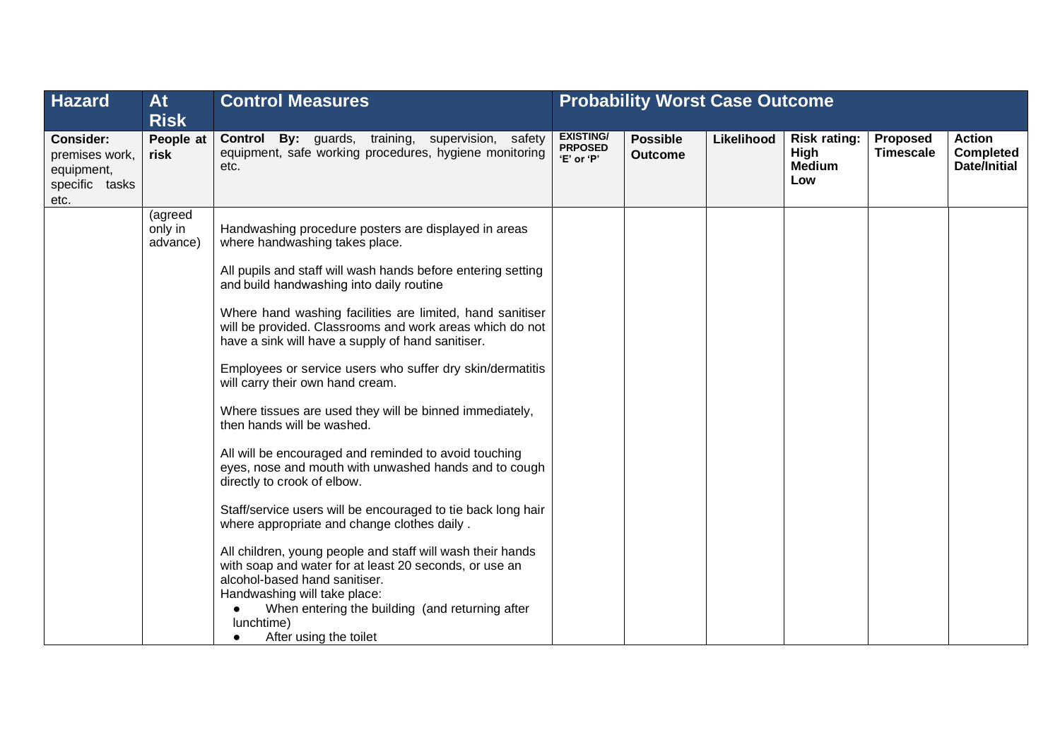| Hazard | At Risk | Control Measures | Probability Worst Case Outcome | | | | | |
|---|---|---|---|---|---|---|---|---|
| **Consider:** premises work, equipment, specific tasks etc. | **People at risk** | **Control By:** guards, training, supervision, safety equipment, safe working procedures, hygiene monitoring etc. | **EXISTING/ PRPOSED 'E' or 'P'** | **Possible Outcome** | **Likelihood** | **Risk rating: High Medium Low** | **Proposed Timescale** | **Action Completed Date/Initial** |
| | (agreed only in advance) | Handwashing procedure posters are displayed in areas where handwashing takes place.<br><br>All pupils and staff will wash hands before entering setting and build handwashing into daily routine<br><br>Where hand washing facilities are limited, hand sanitiser will be provided. Classrooms and work areas which do not have a sink will have a supply of hand sanitiser.<br><br>Employees or service users who suffer dry skin/dermatitis will carry their own hand cream.<br><br>Where tissues are used they will be binned immediately, then hands will be washed.<br><br>All will be encouraged and reminded to avoid touching eyes, nose and mouth with unwashed hands and to cough directly to crook of elbow.<br><br>Staff/service users will be encouraged to tie back long hair where appropriate and change clothes daily .<br><br>All children, young people and staff will wash their hands with soap and water for at least 20 seconds, or use an alcohol-based hand sanitiser.<br>Handwashing will take place:<br>● When entering the building (and returning after lunchtime)<br>● After using the toilet | | | | | | |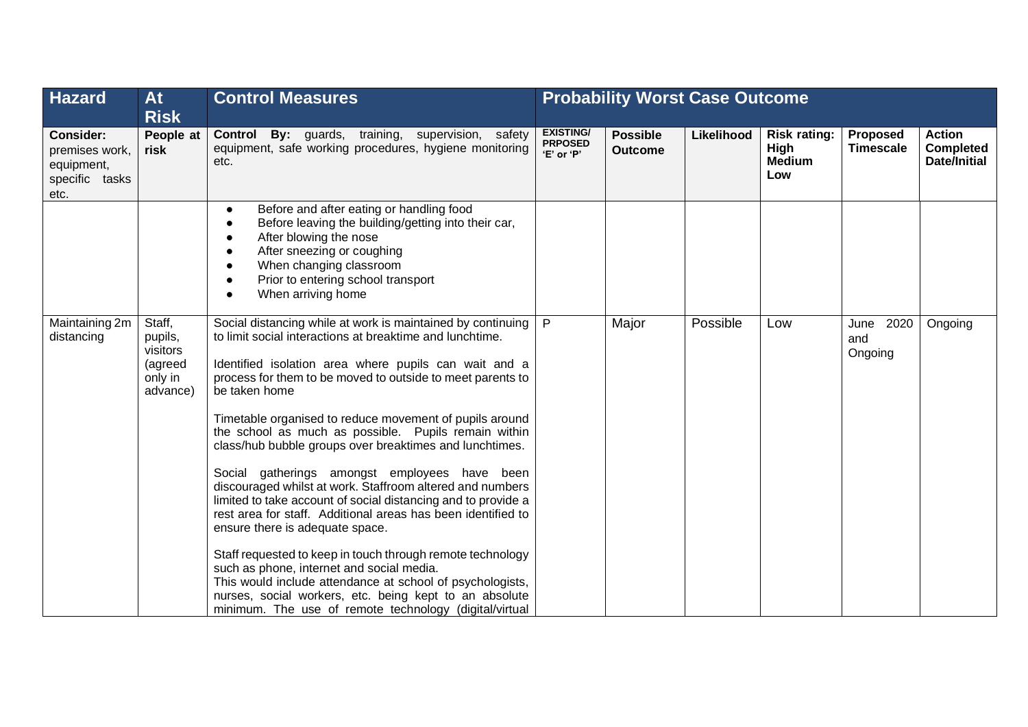| Hazard | At Risk | Control Measures | Probability Worst Case Outcome | | | | | |
|---|---|---|---|---|---|---|---|---|
| **Consider:** premises work, equipment, specific tasks etc. | **People at risk** | **Control By:** guards, training, supervision, safety equipment, safe working procedures, hygiene monitoring etc. | **EXISTING/ PRPOSED 'E' or 'P'** | **Possible Outcome** | **Likelihood** | **Risk rating: High Medium Low** | **Proposed Timescale** | **Action Completed Date/Initial** |
| | | <ul><li>Before and after eating or handling food</li><li>Before leaving the building/getting into their car,</li><li>After blowing the nose</li><li>After sneezing or coughing</li><li>When changing classroom</li><li>Prior to entering school transport</li><li>When arriving home</li></ul> | | | | | | |
| Maintaining 2m distancing | Staff, pupils, visitors (agreed only in advance) | Social distancing while at work is maintained by continuing to limit social interactions at breaktime and lunchtime.<br><br>Identified isolation area where pupils can wait and a process for them to be moved to outside to meet parents to be taken home<br><br>Timetable organised to reduce movement of pupils around the school as much as possible. Pupils remain within class/hub bubble groups over breaktimes and lunchtimes.<br><br>Social gatherings amongst employees have been discouraged whilst at work. Staffroom altered and numbers limited to take account of social distancing and to provide a rest area for staff. Additional areas has been identified to ensure there is adequate space.<br><br>Staff requested to keep in touch through remote technology such as phone, internet and social media.<br>This would include attendance at school of psychologists, nurses, social workers, etc. being kept to an absolute minimum. The use of remote technology (digital/virtual | P | Major | Possible | Low | June 2020 and Ongoing | Ongoing |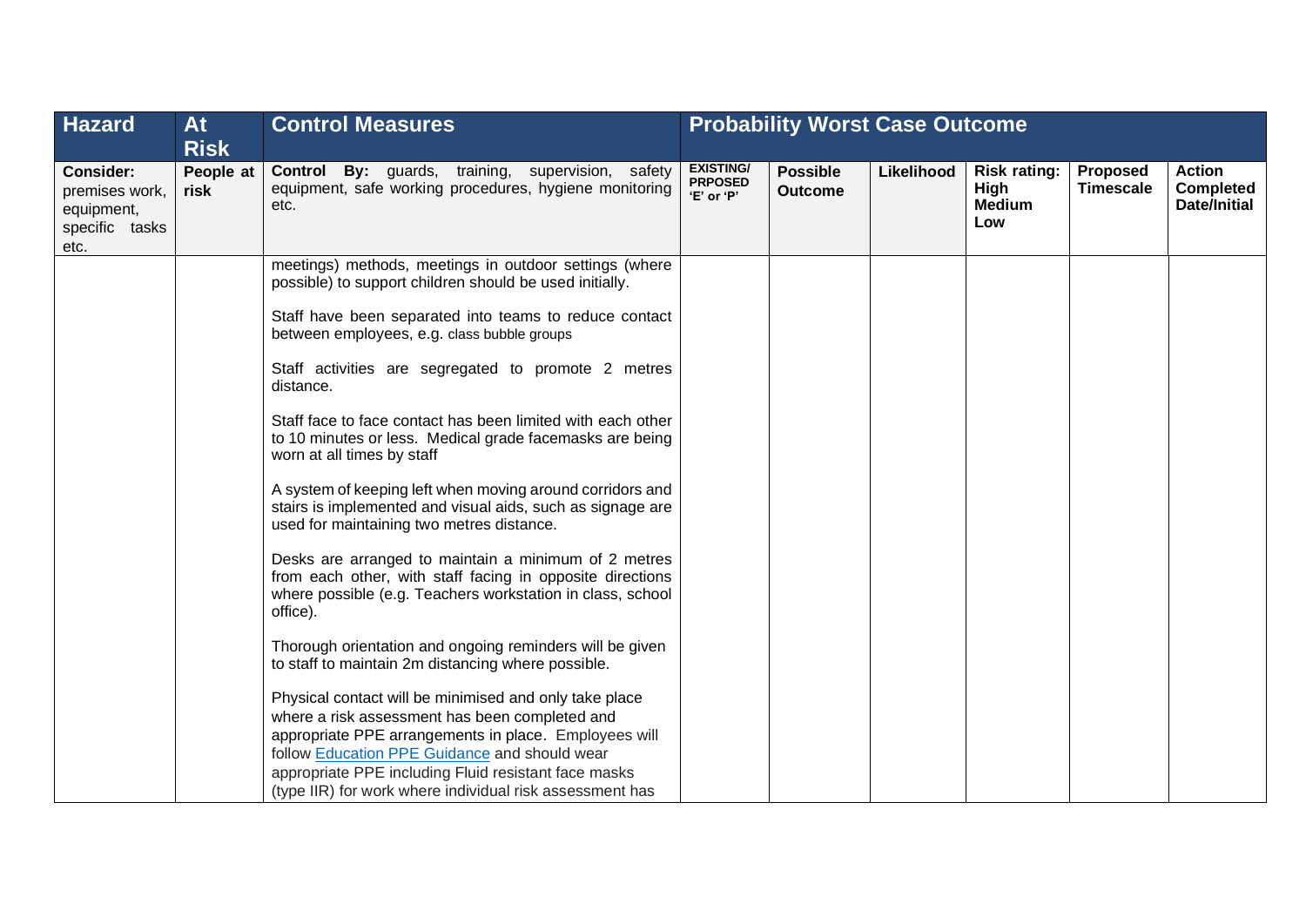| Hazard | At Risk | Control Measures | Probability Worst Case Outcome | | | | | |
|---|---|---|---|---|---|---|---|---|
| **Consider:** premises work, equipment, specific tasks etc. | **People at risk** | **Control By:** guards, training, supervision, safety equipment, safe working procedures, hygiene monitoring etc. | **EXISTING/ PRPOSED 'E' or 'P'** | **Possible Outcome** | **Likelihood** | **Risk rating: High Medium Low** | **Proposed Timescale** | **Action Completed Date/Initial** |
| | | meetings) methods, meetings in outdoor settings (where possible) to support children should be used initially.<br><br>Staff have been separated into teams to reduce contact between employees, e.g. class bubble groups<br><br>Staff activities are segregated to promote 2 metres distance.<br><br>Staff face to face contact has been limited with each other to 10 minutes or less. Medical grade facemasks are being worn at all times by staff<br><br>A system of keeping left when moving around corridors and stairs is implemented and visual aids, such as signage are used for maintaining two metres distance.<br><br>Desks are arranged to maintain a minimum of 2 metres from each other, with staff facing in opposite directions where possible (e.g. Teachers workstation in class, school office).<br><br>Thorough orientation and ongoing reminders will be given to staff to maintain 2m distancing where possible.<br><br>Physical contact will be minimised and only take place where a risk assessment has been completed and appropriate PPE arrangements in place. Employees will follow Education PPE Guidance and should wear appropriate PPE including Fluid resistant face masks (type IIR) for work where individual risk assessment has | | | | | | |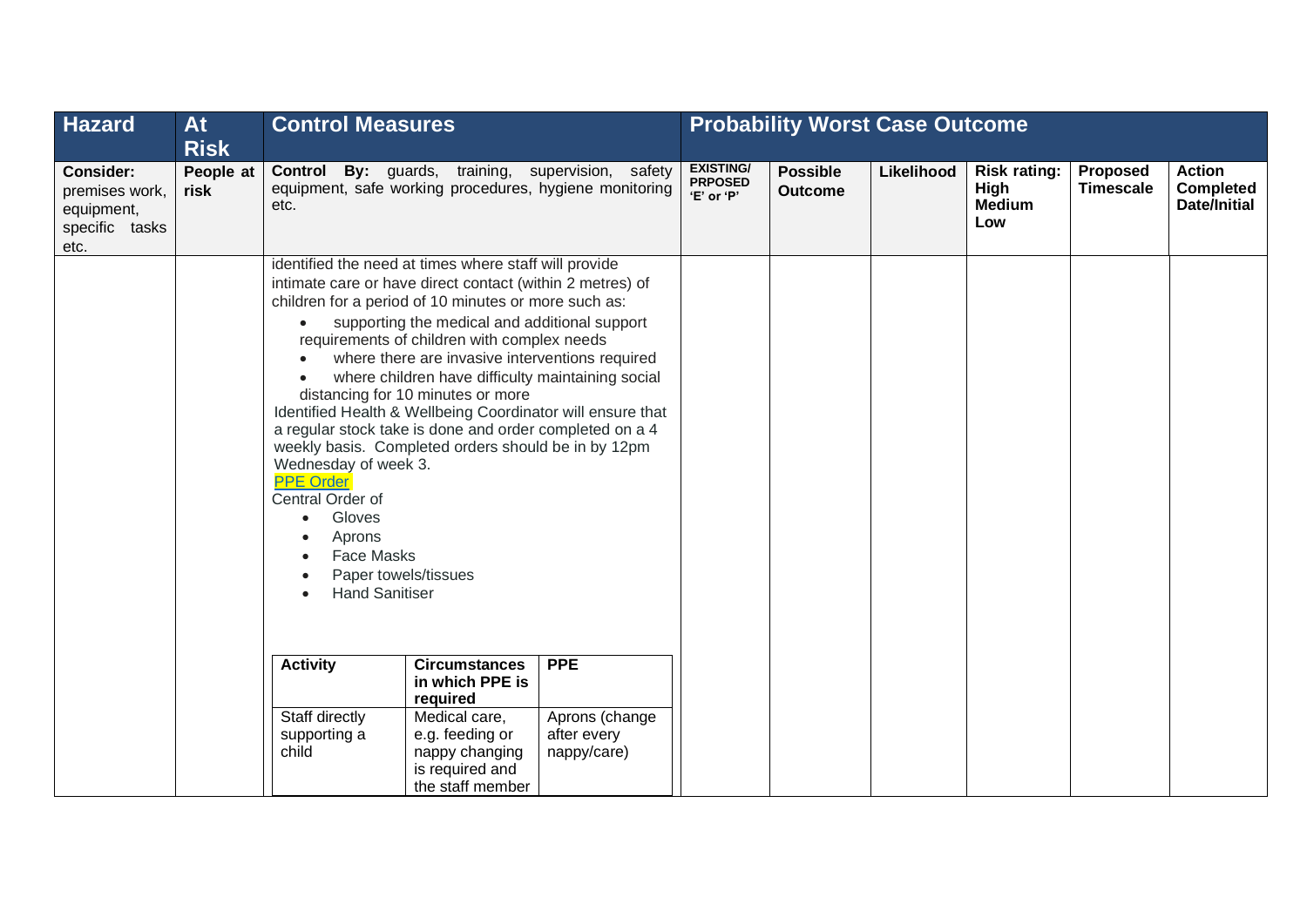| Hazard | At Risk | Control Measures | Probability Worst Case Outcome | | | | | |
|---|---|---|---|---|---|---|---|---|
| **Consider:** premises work, equipment, specific tasks etc. | **People at risk** | **Control By:** guards, training, supervision, safety equipment, safe working procedures, hygiene monitoring etc. | **EXISTING/ PRPOSED 'E' or 'P'** | **Possible Outcome** | **Likelihood** | **Risk rating: High Medium Low** | **Proposed Timescale** | **Action Completed Date/Initial** |
| | | identified the need at times where staff will provide intimate care or have direct contact (within 2 metres) of children for a period of 10 minutes or more such as:<br>• supporting the medical and additional support requirements of children with complex needs<br>• where there are invasive interventions required<br>• where children have difficulty maintaining social distancing for 10 minutes or more<br>Identified Health & Wellbeing Coordinator will ensure that a regular stock take is done and order completed on a 4 weekly basis. Completed orders should be in by 12pm Wednesday of week 3.<br>PPE Order<br>Central Order of<br>• Gloves<br>• Aprons<br>• Face Masks<br>• Paper towels/tissues<br>• Hand Sanitiser | | | | | | |

| Activity | Circumstances in which PPE is required | PPE |
|---|---|---|
| Staff directly supporting a child | Medical care, e.g. feeding or nappy changing is required and the staff member | Aprons (change after every nappy/care) |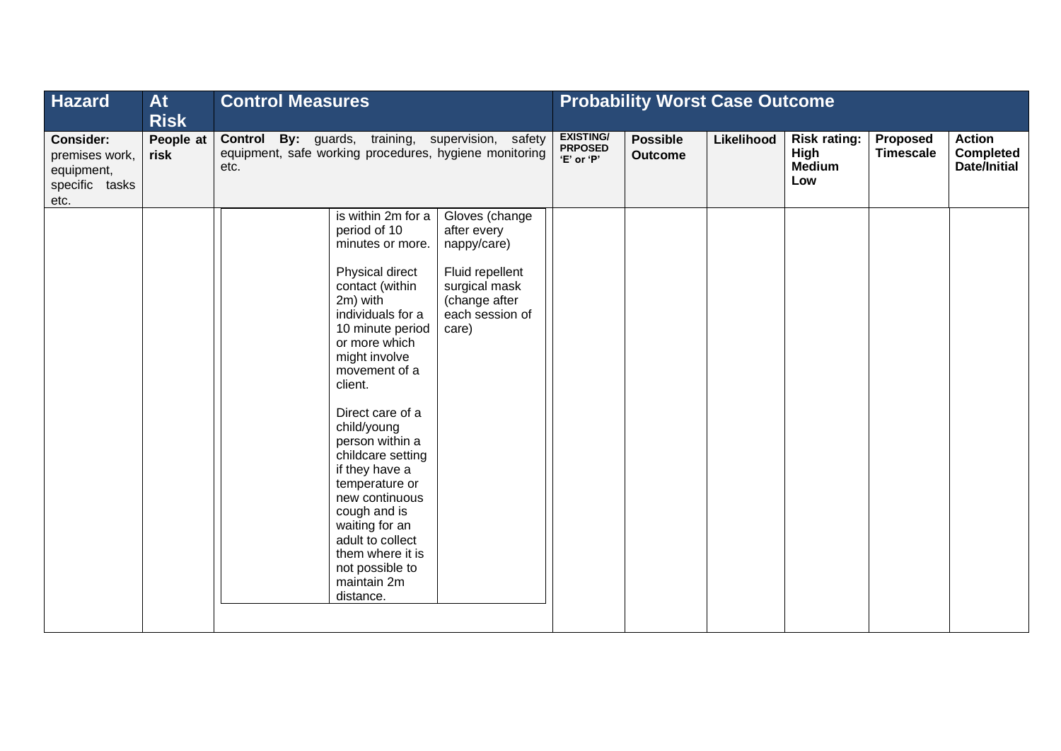| Hazard | At Risk | Control Measures | Probability Worst Case Outcome | | | | | |
|---|---|---|---|---|---|---|---|---|
| **Consider:** premises work, equipment, specific tasks etc. | **People at risk** | **Control By:** guards, training, supervision, safety equipment, safe working procedures, hygiene monitoring etc. | **EXISTING/ PRPOSED 'E' or 'P'** | **Possible Outcome** | **Likelihood** | **Risk rating: High Medium Low** | **Proposed Timescale** | **Action Completed Date/Initial** |
| | | | | | | | | |

| | | |
|---|---|---|
| | is within 2m for a period of 10 minutes or more.<br><br>Physical direct contact (within 2m) with individuals for a 10 minute period or more which might involve movement of a client.<br><br>Direct care of a child/young person within a childcare setting if they have a temperature or new continuous cough and is waiting for an adult to collect them where it is not possible to maintain 2m distance. | Gloves (change after every nappy/care)<br><br>Fluid repellent surgical mask (change after each session of care) |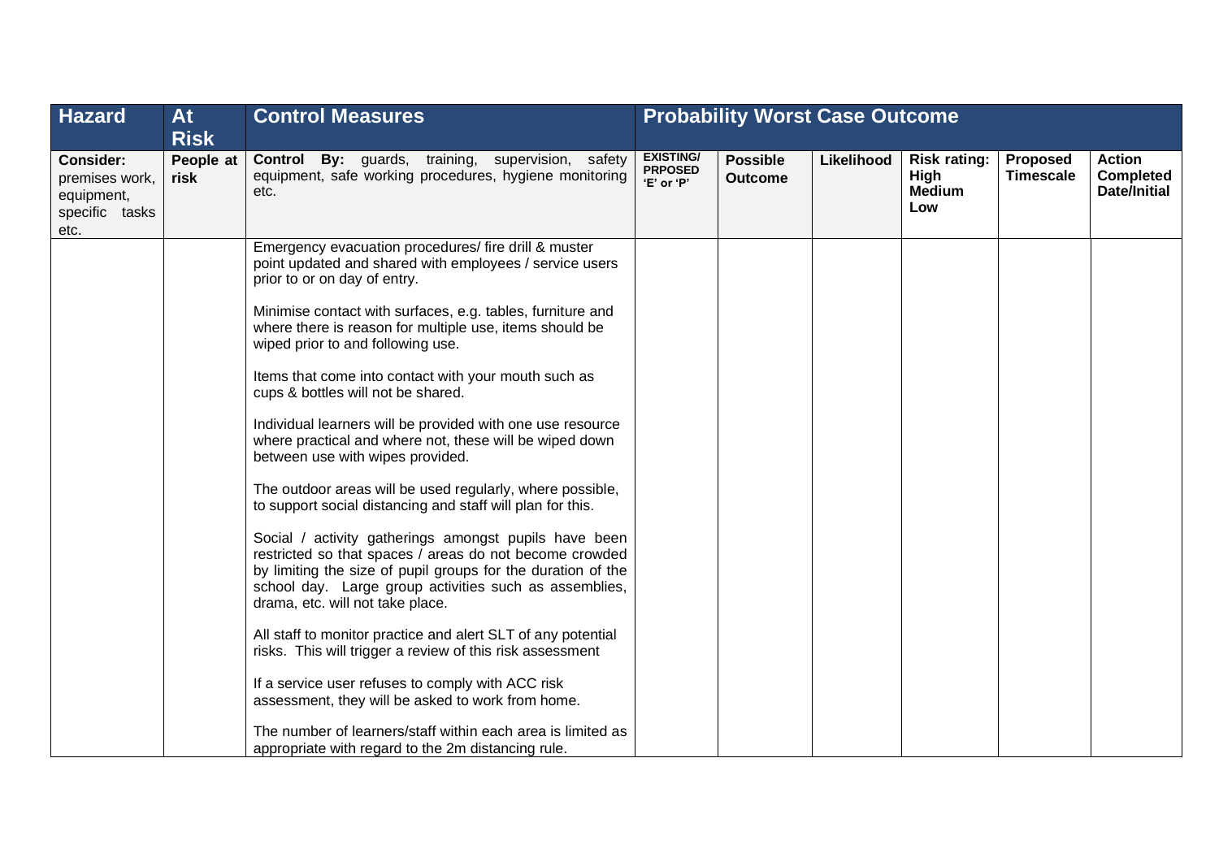| Hazard | At Risk | Control Measures | Probability Worst Case Outcome | | | | | |
|---|---|---|---|---|---|---|---|---|
| **Consider:** premises work, equipment, specific tasks etc. | **People at risk** | **Control By:** guards, training, supervision, safety equipment, safe working procedures, hygiene monitoring etc. | **EXISTING/ PRPOSED 'E' or 'P'** | **Possible Outcome** | **Likelihood** | **Risk rating: High Medium Low** | **Proposed Timescale** | **Action Completed Date/Initial** |
| | | Emergency evacuation procedures/ fire drill & muster point updated and shared with employees / service users prior to or on day of entry.<br><br>Minimise contact with surfaces, e.g. tables, furniture and where there is reason for multiple use, items should be wiped prior to and following use.<br><br>Items that come into contact with your mouth such as cups & bottles will not be shared.<br><br>Individual learners will be provided with one use resource where practical and where not, these will be wiped down between use with wipes provided.<br><br>The outdoor areas will be used regularly, where possible, to support social distancing and staff will plan for this.<br><br>Social / activity gatherings amongst pupils have been restricted so that spaces / areas do not become crowded by limiting the size of pupil groups for the duration of the school day. Large group activities such as assemblies, drama, etc. will not take place.<br><br>All staff to monitor practice and alert SLT of any potential risks. This will trigger a review of this risk assessment<br><br>If a service user refuses to comply with ACC risk assessment, they will be asked to work from home.<br><br>The number of learners/staff within each area is limited as appropriate with regard to the 2m distancing rule. | | | | | | |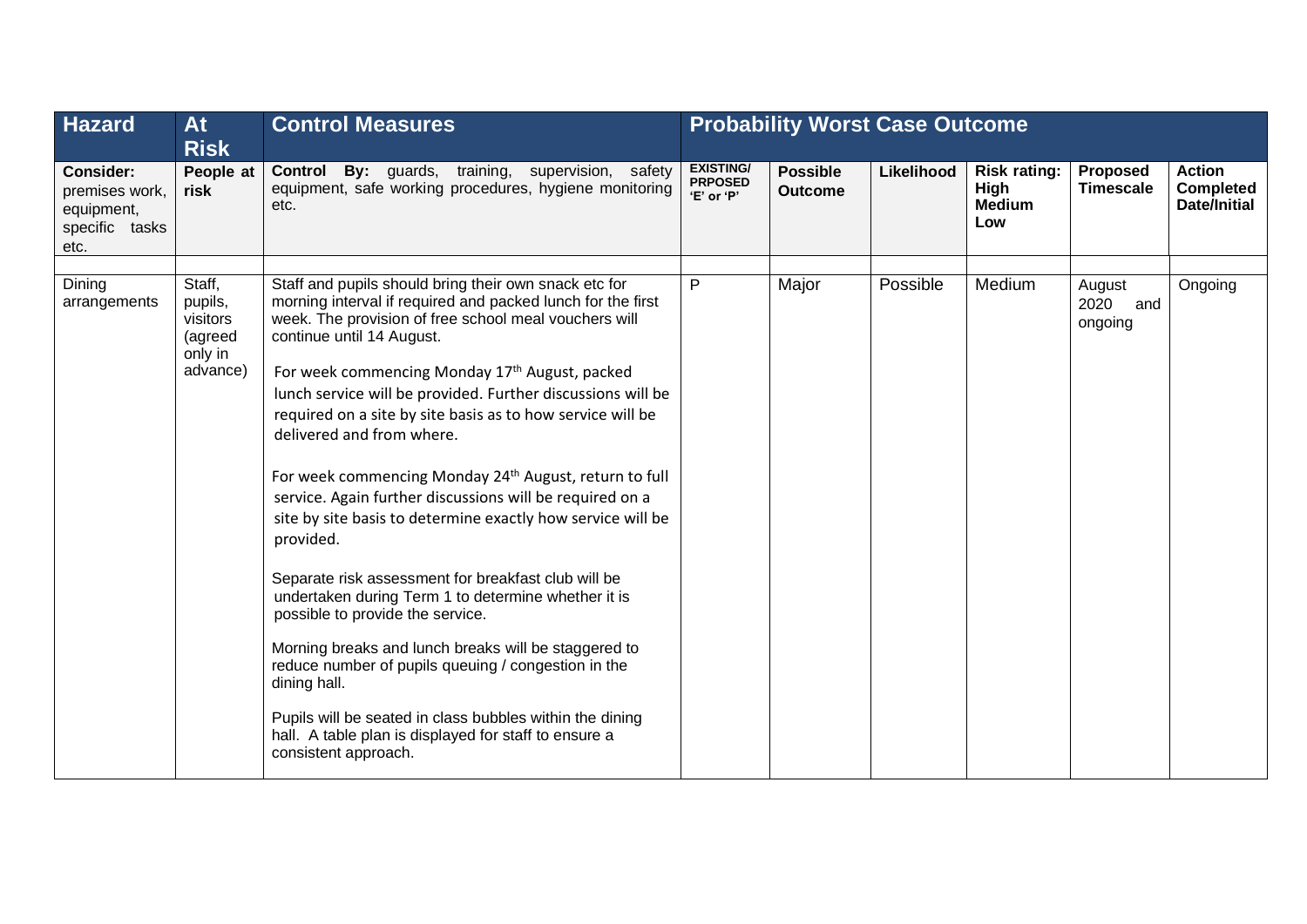| Hazard | At Risk | Control Measures | Probability Worst Case Outcome | | | | | |
|---|---|---|---|---|---|---|---|---|
| **Consider:** premises work, equipment, specific tasks etc. | **People at risk** | **Control By:** guards, training, supervision, safety equipment, safe working procedures, hygiene monitoring etc. | **EXISTING/ PRPOSED 'E' or 'P'** | **Possible Outcome** | **Likelihood** | **Risk rating: High Medium Low** | **Proposed Timescale** | **Action Completed Date/Initial** |
| | | | | | | | | |
| Dining arrangements | Staff, pupils, visitors (agreed only in advance) | Staff and pupils should bring their own snack etc for morning interval if required and packed lunch for the first week. The provision of free school meal vouchers will continue until 14 August.<br><br>For week commencing Monday 17th August, packed lunch service will be provided. Further discussions will be required on a site by site basis as to how service will be delivered and from where.<br><br>For week commencing Monday 24th August, return to full service. Again further discussions will be required on a site by site basis to determine exactly how service will be provided.<br><br>Separate risk assessment for breakfast club will be undertaken during Term 1 to determine whether it is possible to provide the service.<br><br>Morning breaks and lunch breaks will be staggered to reduce number of pupils queuing / congestion in the dining hall.<br><br>Pupils will be seated in class bubbles within the dining hall. A table plan is displayed for staff to ensure a consistent approach. | P | Major | Possible | Medium | August 2020 and ongoing | Ongoing |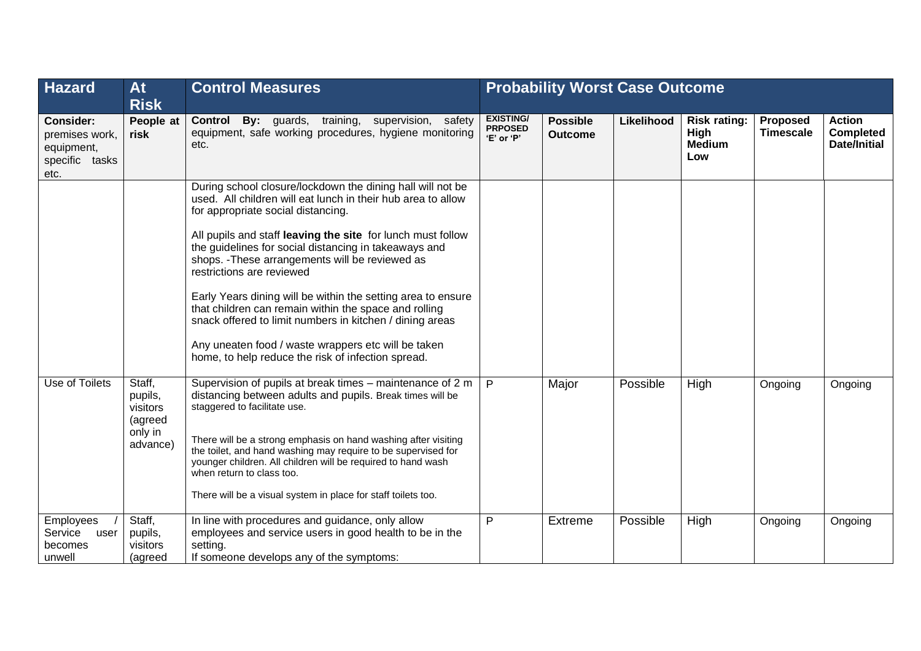| Hazard | At Risk | Control Measures | Probability Worst Case Outcome | | | | | |
|---|---|---|---|---|---|---|---|---|
| **Consider:** premises work, equipment, specific tasks etc. | **People at risk** | **Control By:** guards, training, supervision, safety equipment, safe working procedures, hygiene monitoring etc. | **EXISTING/ PRPOSED 'E' or 'P'** | **Possible Outcome** | **Likelihood** | **Risk rating: High Medium Low** | **Proposed Timescale** | **Action Completed Date/Initial** |
| | | During school closure/lockdown the dining hall will not be used. All children will eat lunch in their hub area to allow for appropriate social distancing.<br><br>All pupils and staff **leaving the site** for lunch must follow the guidelines for social distancing in takeaways and shops. -These arrangements will be reviewed as restrictions are reviewed<br><br>Early Years dining will be within the setting area to ensure that children can remain within the space and rolling snack offered to limit numbers in kitchen / dining areas<br><br>Any uneaten food / waste wrappers etc will be taken home, to help reduce the risk of infection spread. | | | | | | |
| Use of Toilets | Staff, pupils, visitors (agreed only in advance) | Supervision of pupils at break times – maintenance of 2 m distancing between adults and pupils. Break times will be staggered to facilitate use.<br><br>There will be a strong emphasis on hand washing after visiting the toilet, and hand washing may require to be supervised for younger children. All children will be required to hand wash when return to class too.<br><br>There will be a visual system in place for staff toilets too. | P | Major | Possible | High | Ongoing | Ongoing |
| Employees / Service user becomes unwell | Staff, pupils, visitors (agreed | In line with procedures and guidance, only allow employees and service users in good health to be in the setting.<br>If someone develops any of the symptoms: | P | Extreme | Possible | High | Ongoing | Ongoing |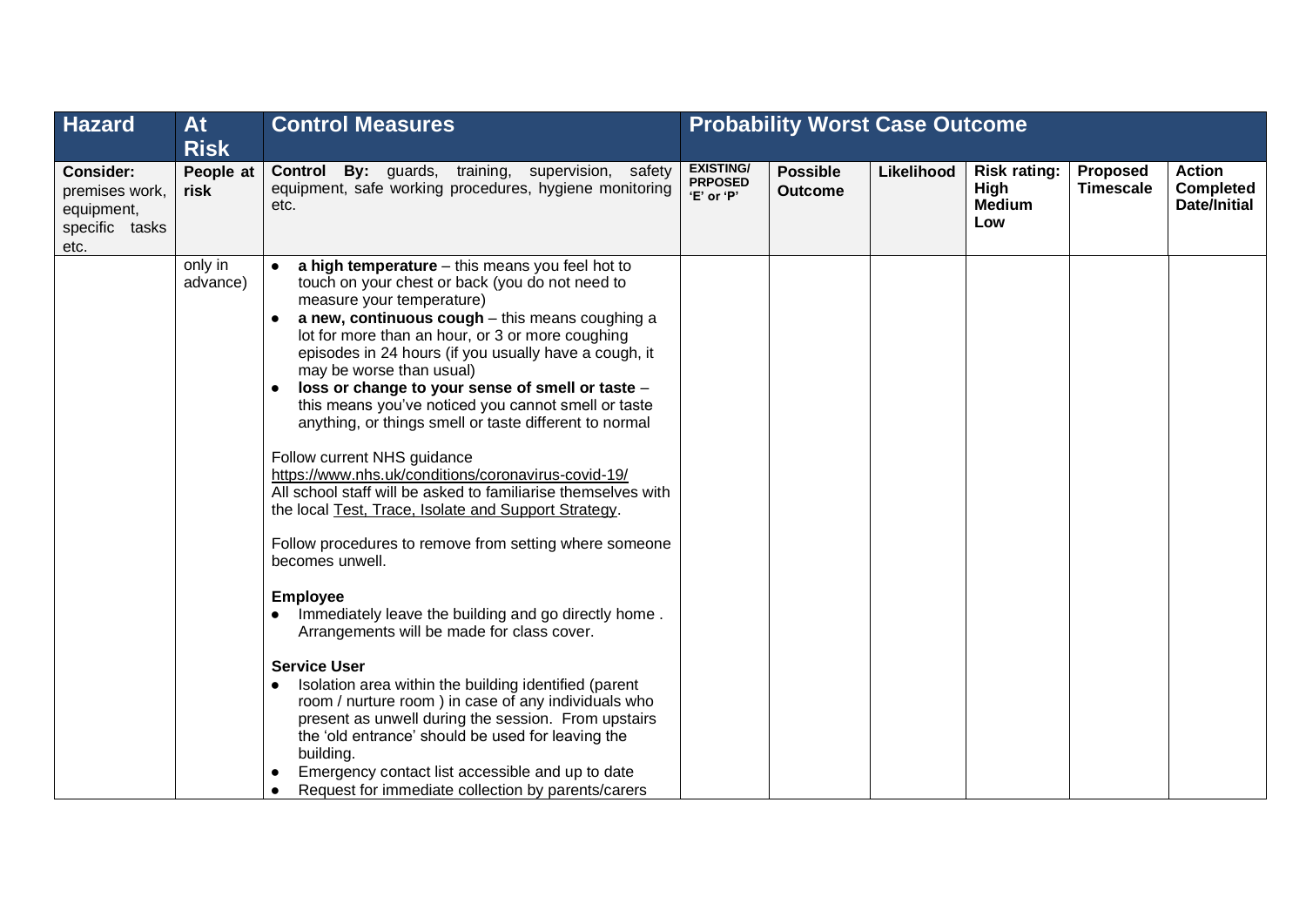| Hazard | At Risk | Control Measures | Probability Worst Case Outcome | | | | | |
|---|---|---|---|---|---|---|---|---|
| **Consider:** premises work, equipment, specific tasks etc. | **People at risk** | **Control By:** guards, training, supervision, safety equipment, safe working procedures, hygiene monitoring etc. | **EXISTING/ PRPOSED 'E' or 'P'** | **Possible Outcome** | **Likelihood** | **Risk rating: High Medium Low** | **Proposed Timescale** | **Action Completed Date/Initial** |
| | only in advance) | • **a high temperature** – this means you feel hot to touch on your chest or back (you do not need to measure your temperature)<br>• **a new, continuous cough** – this means coughing a lot for more than an hour, or 3 or more coughing episodes in 24 hours (if you usually have a cough, it may be worse than usual)<br>• **loss or change to your sense of smell or taste** – this means you've noticed you cannot smell or taste anything, or things smell or taste different to normal<br><br>Follow current NHS guidance https://www.nhs.uk/conditions/coronavirus-covid-19/<br>All school staff will be asked to familiarise themselves with the local Test, Trace, Isolate and Support Strategy.<br><br>Follow procedures to remove from setting where someone becomes unwell.<br><br>**Employee**<br>• Immediately leave the building and go directly home . Arrangements will be made for class cover.<br><br>**Service User**<br>• Isolation area within the building identified (parent room / nurture room ) in case of any individuals who present as unwell during the session. From upstairs the 'old entrance' should be used for leaving the building.<br>• Emergency contact list accessible and up to date<br>• Request for immediate collection by parents/carers | | | | | | |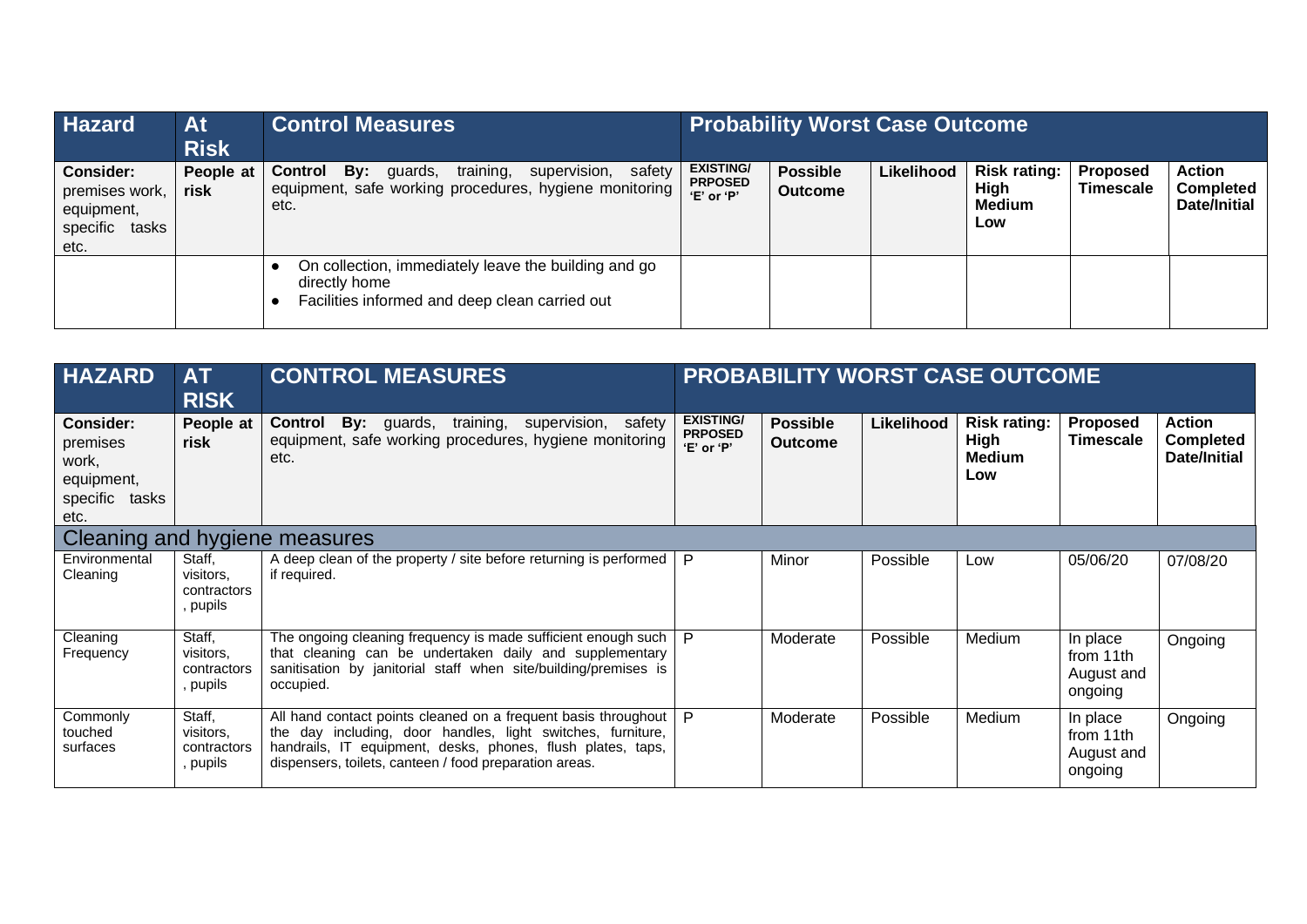| Hazard | At Risk | Control Measures | Probability Worst Case Outcome | | | | | |
|---|---|---|---|---|---|---|---|---|
| **Consider:** premises work, equipment, specific tasks etc. | **People at risk** | **Control By:** guards, training, supervision, safety equipment, safe working procedures, hygiene monitoring etc. | **EXISTING/ PRPOSED 'E' or 'P'** | **Possible Outcome** | **Likelihood** | **Risk rating: High Medium Low** | **Proposed Timescale** | **Action Completed Date/Initial** |
| | | • On collection, immediately leave the building and go directly home<br>• Facilities informed and deep clean carried out | | | | | | |

| HAZARD | AT RISK | CONTROL MEASURES | PROBABILITY WORST CASE OUTCOME | | | | | |
|---|---|---|---|---|---|---|---|---|
| **Consider:** premises work, equipment, specific tasks etc. | **People at risk** | **Control By:** guards, training, supervision, safety equipment, safe working procedures, hygiene monitoring etc. | **EXISTING/ PRPOSED 'E' or 'P'** | **Possible Outcome** | **Likelihood** | **Risk rating: High Medium Low** | **Proposed Timescale** | **Action Completed Date/Initial** |
| Cleaning and hygiene measures | | | | | | | | |
| Environmental Cleaning | Staff, visitors, contractors, pupils | A deep clean of the property / site before returning is performed if required. | P | Minor | Possible | Low | 05/06/20 | 07/08/20 |
| Cleaning Frequency | Staff, visitors, contractors, pupils | The ongoing cleaning frequency is made sufficient enough such that cleaning can be undertaken daily and supplementary sanitisation by janitorial staff when site/building/premises is occupied. | P | Moderate | Possible | Medium | In place from 11th August and ongoing | Ongoing |
| Commonly touched surfaces | Staff, visitors, contractors, pupils | All hand contact points cleaned on a frequent basis throughout the day including, door handles, light switches, furniture, handrails, IT equipment, desks, phones, flush plates, taps, dispensers, toilets, canteen / food preparation areas. | P | Moderate | Possible | Medium | In place from 11th August and ongoing | Ongoing |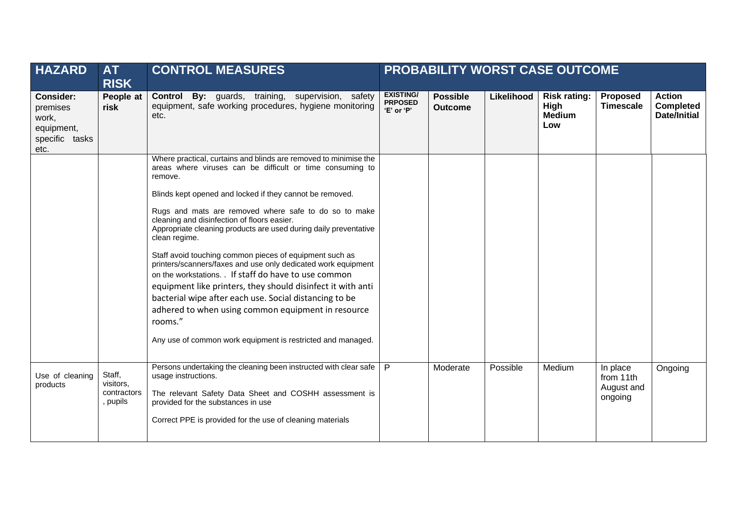| HAZARD | AT RISK | CONTROL MEASURES | PROBABILITY WORST CASE OUTCOME | | | | | |
|---|---|---|---|---|---|---|---|---|
| **Consider:** premises work, equipment, specific tasks etc. | **People at risk** | **Control By:** guards, training, supervision, safety equipment, safe working procedures, hygiene monitoring etc. | **EXISTING/ PRPOSED 'E' or 'P'** | **Possible Outcome** | **Likelihood** | **Risk rating: High Medium Low** | **Proposed Timescale** | **Action Completed Date/Initial** |
| | | Where practical, curtains and blinds are removed to minimise the areas where viruses can be difficult or time consuming to remove.<br><br>Blinds kept opened and locked if they cannot be removed.<br><br>Rugs and mats are removed where safe to do so to make cleaning and disinfection of floors easier.<br>Appropriate cleaning products are used during daily preventative clean regime.<br><br>Staff avoid touching common pieces of equipment such as printers/scanners/faxes and use only dedicated work equipment on the workstations. . If staff do have to use common equipment like printers, they should disinfect it with anti bacterial wipe after each use. Social distancing to be adhered to when using common equipment in resource rooms."<br><br>Any use of common work equipment is restricted and managed. | | | | | | |
| Use of cleaning products | Staff, visitors, contractors , pupils | Persons undertaking the cleaning been instructed with clear safe usage instructions.<br><br>The relevant Safety Data Sheet and COSHH assessment is provided for the substances in use<br><br>Correct PPE is provided for the use of cleaning materials | P | Moderate | Possible | Medium | In place from 11th August and ongoing | Ongoing |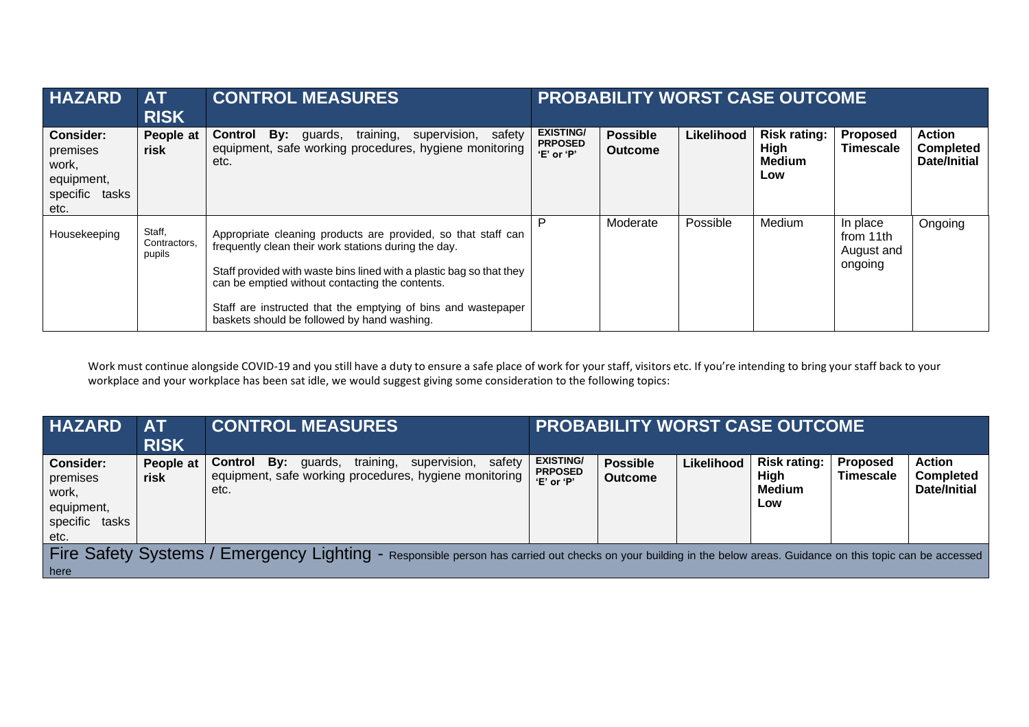| HAZARD | AT RISK | CONTROL MEASURES | PROBABILITY WORST CASE OUTCOME | | | | | |
|---|---|---|---|---|---|---|---|---|
| **Consider:** premises work, equipment, specific tasks etc. | **People at risk** | **Control By:** guards, training, supervision, safety equipment, safe working procedures, hygiene monitoring etc. | **EXISTING/ PRPOSED 'E' or 'P'** | **Possible Outcome** | **Likelihood** | **Risk rating: High Medium Low** | **Proposed Timescale** | **Action Completed Date/Initial** |
| Housekeeping | Staff, Contractors, pupils | Appropriate cleaning products are provided, so that staff can frequently clean their work stations during the day.<br><br>Staff provided with waste bins lined with a plastic bag so that they can be emptied without contacting the contents.<br><br>Staff are instructed that the emptying of bins and wastepaper baskets should be followed by hand washing. | P | Moderate | Possible | Medium | In place from 11th August and ongoing | Ongoing |

Work must continue alongside COVID-19 and you still have a duty to ensure a safe place of work for your staff, visitors etc. If you're intending to bring your staff back to your workplace and your workplace has been sat idle, we would suggest giving some consideration to the following topics:

| HAZARD | AT RISK | CONTROL MEASURES | PROBABILITY WORST CASE OUTCOME | | | | | |
|---|---|---|---|---|---|---|---|---|
| **Consider:** premises work, equipment, specific tasks etc. | **People at risk** | **Control By:** guards, training, supervision, safety equipment, safe working procedures, hygiene monitoring etc. | **EXISTING/ PRPOSED 'E' or 'P'** | **Possible Outcome** | **Likelihood** | **Risk rating: High Medium Low** | **Proposed Timescale** | **Action Completed Date/Initial** |
| Fire Safety Systems / Emergency Lighting - Responsible person has carried out checks on your building in the below areas. Guidance on this topic can be accessed here | | | | | | | | |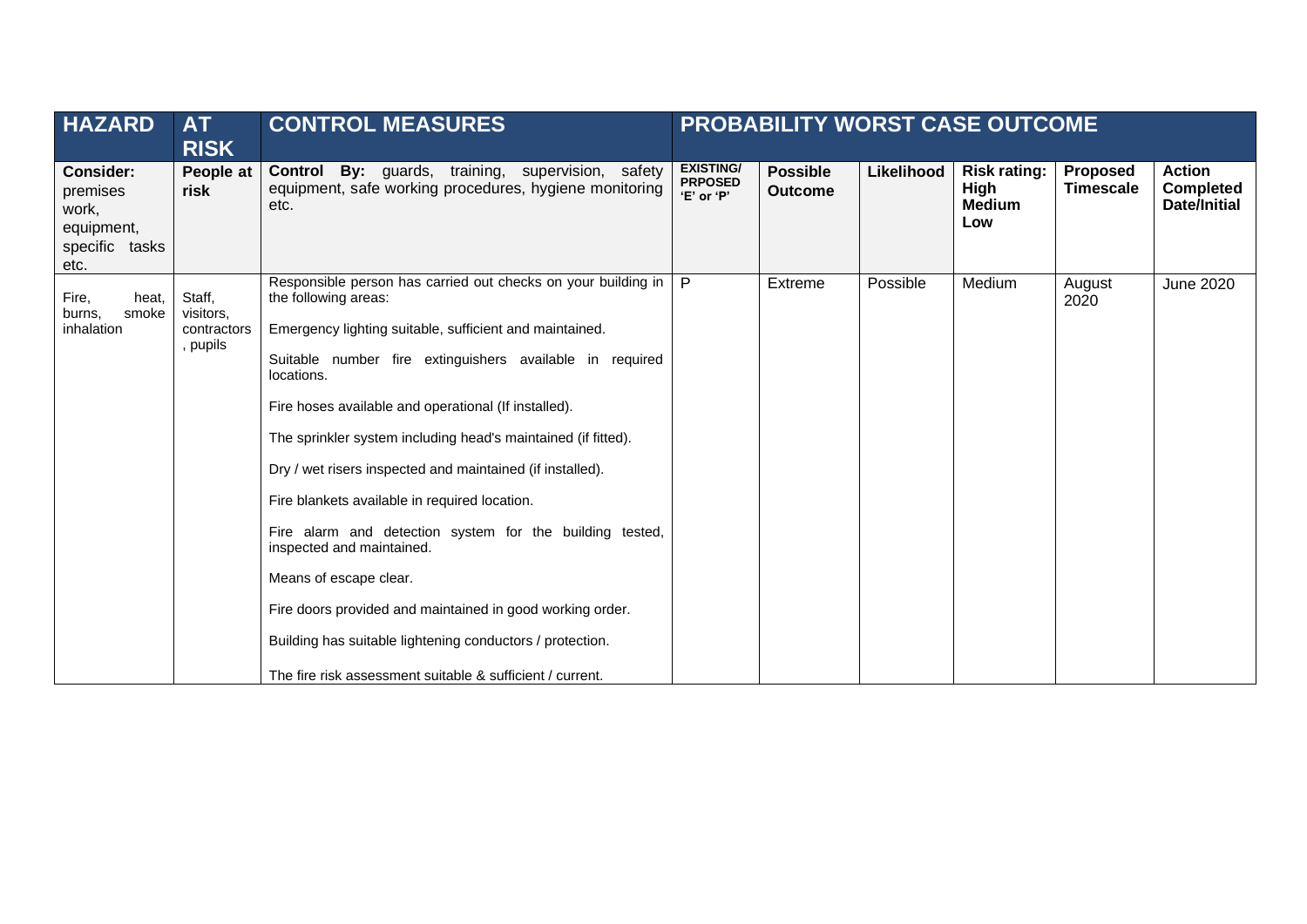| HAZARD | AT RISK | CONTROL MEASURES | PROBABILITY WORST CASE OUTCOME | | | | | |
|---|---|---|---|---|---|---|---|---|
| **Consider:** premises work, equipment, specific tasks etc. | **People at risk** | **Control By:** guards, training, supervision, safety equipment, safe working procedures, hygiene monitoring etc. | **EXISTING/ PRPOSED 'E' or 'P'** | **Possible Outcome** | **Likelihood** | **Risk rating: High Medium Low** | **Proposed Timescale** | **Action Completed Date/Initial** |
| Fire, heat, burns, smoke inhalation | Staff, visitors, contractors, pupils | Responsible person has carried out checks on your building in the following areas:<br><br>Emergency lighting suitable, sufficient and maintained.<br><br>Suitable number fire extinguishers available in required locations.<br><br>Fire hoses available and operational (If installed).<br><br>The sprinkler system including head's maintained (if fitted).<br><br>Dry / wet risers inspected and maintained (if installed).<br><br>Fire blankets available in required location.<br><br>Fire alarm and detection system for the building tested, inspected and maintained.<br><br>Means of escape clear.<br><br>Fire doors provided and maintained in good working order.<br><br>Building has suitable lightening conductors / protection.<br><br>The fire risk assessment suitable & sufficient / current. | P | Extreme | Possible | Medium | August 2020 | June 2020 |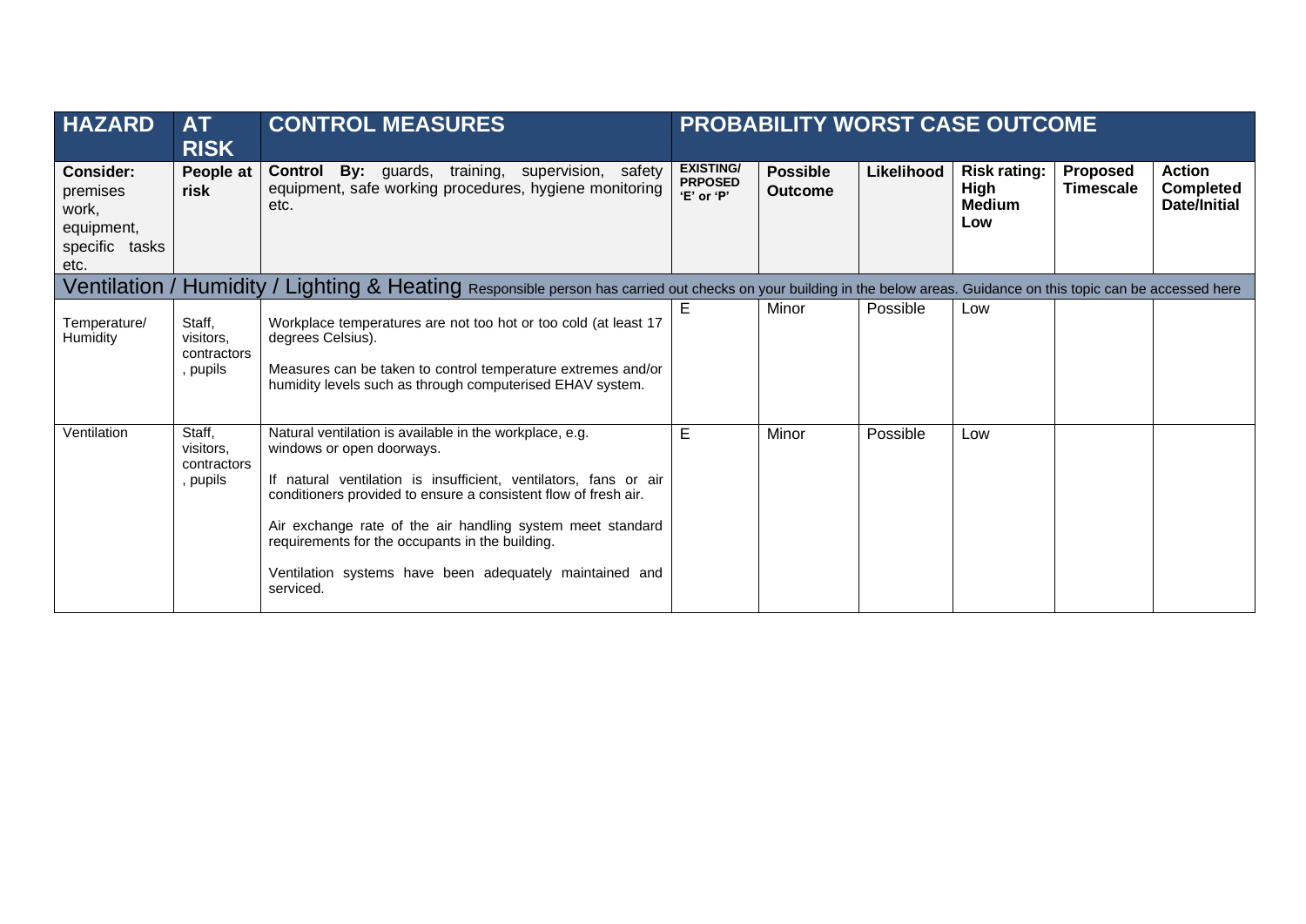| HAZARD | AT RISK | CONTROL MEASURES | PROBABILITY WORST CASE OUTCOME | | | | | |
|---|---|---|---|---|---|---|---|---|
| **Consider:** premises work, equipment, specific tasks etc. | **People at risk** | **Control By:** guards, training, supervision, safety equipment, safe working procedures, hygiene monitoring etc. | **EXISTING/ PRPOSED 'E' or 'P'** | **Possible Outcome** | **Likelihood** | **Risk rating: High Medium Low** | **Proposed Timescale** | **Action Completed Date/Initial** |
| **Ventilation / Humidity / Lighting & Heating** Responsible person has carried out checks on your building in the below areas. Guidance on this topic can be accessed here | | | | | | | | |
| Temperature/ Humidity | Staff, visitors, contractors, pupils | Workplace temperatures are not too hot or too cold (at least 17 degrees Celsius).<br><br>Measures can be taken to control temperature extremes and/or humidity levels such as through computerised EHAV system. | E | Minor | Possible | Low | | |
| Ventilation | Staff, visitors, contractors, pupils | Natural ventilation is available in the workplace, e.g. windows or open doorways.<br><br>If natural ventilation is insufficient, ventilators, fans or air conditioners provided to ensure a consistent flow of fresh air.<br><br>Air exchange rate of the air handling system meet standard requirements for the occupants in the building.<br><br>Ventilation systems have been adequately maintained and serviced. | E | Minor | Possible | Low | | |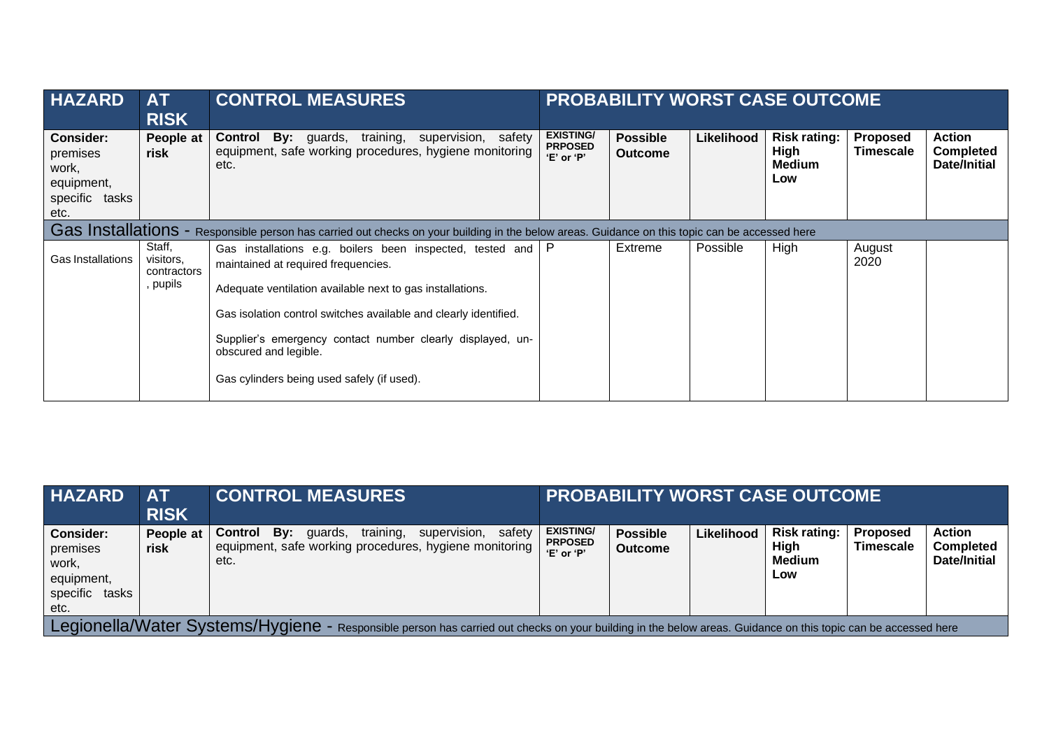| HAZARD | AT RISK | CONTROL MEASURES | PROBABILITY WORST CASE OUTCOME | | | | | |
|---|---|---|---|---|---|---|---|---|
| **Consider:** premises work, equipment, specific tasks etc. | **People at risk** | **Control By:** guards, training, supervision, safety equipment, safe working procedures, hygiene monitoring etc. | **EXISTING/ PRPOSED 'E' or 'P'** | **Possible Outcome** | **Likelihood** | **Risk rating: High Medium Low** | **Proposed Timescale** | **Action Completed Date/Initial** |
| Gas Installations - Responsible person has carried out checks on your building in the below areas. Guidance on this topic can be accessed here | | | | | | | | |
| Gas Installations | Staff, visitors, contractors, pupils | Gas installations e.g. boilers been inspected, tested and maintained at required frequencies.<br><br>Adequate ventilation available next to gas installations.<br><br>Gas isolation control switches available and clearly identified.<br><br>Supplier's emergency contact number clearly displayed, un-obscured and legible.<br><br>Gas cylinders being used safely (if used). | P | Extreme | Possible | High | August 2020 | |

| HAZARD | AT RISK | CONTROL MEASURES | PROBABILITY WORST CASE OUTCOME | | | | | |
|---|---|---|---|---|---|---|---|---|
| **Consider:** premises work, equipment, specific tasks etc. | **People at risk** | **Control By:** guards, training, supervision, safety equipment, safe working procedures, hygiene monitoring etc. | **EXISTING/ PRPOSED 'E' or 'P'** | **Possible Outcome** | **Likelihood** | **Risk rating: High Medium Low** | **Proposed Timescale** | **Action Completed Date/Initial** |
| Legionella/Water Systems/Hygiene - Responsible person has carried out checks on your building in the below areas. Guidance on this topic can be accessed here | | | | | | | | |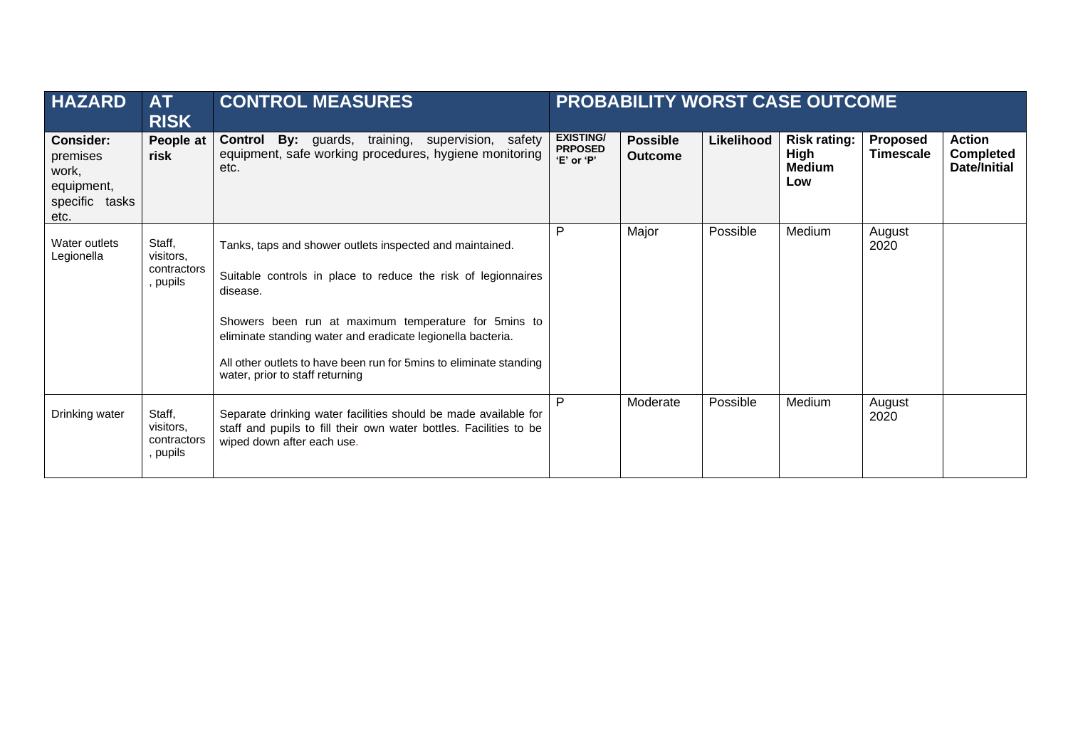| HAZARD | AT RISK | CONTROL MEASURES | PROBABILITY WORST CASE OUTCOME | | | | | |
|---|---|---|---|---|---|---|---|---|
| **Consider:** premises work, equipment, specific tasks etc. | **People at risk** | **Control By:** guards, training, supervision, safety equipment, safe working procedures, hygiene monitoring etc. | **EXISTING/ PRPOSED 'E' or 'P'** | **Possible Outcome** | **Likelihood** | **Risk rating: High Medium Low** | **Proposed Timescale** | **Action Completed Date/Initial** |
| Water outlets Legionella | Staff, visitors, contractors, pupils | Tanks, taps and shower outlets inspected and maintained.<br><br>Suitable controls in place to reduce the risk of legionnaires disease.<br><br>Showers been run at maximum temperature for 5mins to eliminate standing water and eradicate legionella bacteria.<br><br>All other outlets to have been run for 5mins to eliminate standing water, prior to staff returning | P | Major | Possible | Medium | August 2020 | |
| Drinking water | Staff, visitors, contractors, pupils | Separate drinking water facilities should be made available for staff and pupils to fill their own water bottles. Facilities to be wiped down after each use. | P | Moderate | Possible | Medium | August 2020 | |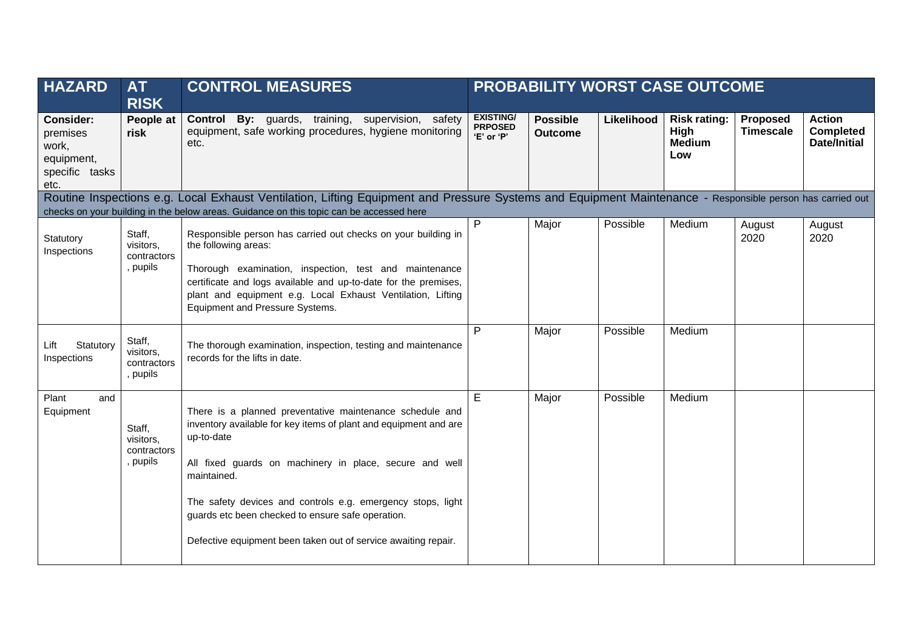| HAZARD | AT RISK | CONTROL MEASURES | PROBABILITY WORST CASE OUTCOME | | | | | |
|---|---|---|---|---|---|---|---|---|
| **Consider:** premises work, equipment, specific tasks etc. | **People at risk** | **Control By:** guards, training, supervision, safety equipment, safe working procedures, hygiene monitoring etc. | **EXISTING/ PRPOSED 'E' or 'P'** | **Possible Outcome** | **Likelihood** | **Risk rating: High Medium Low** | **Proposed Timescale** | **Action Completed Date/Initial** |
| Routine Inspections e.g. Local Exhaust Ventilation, Lifting Equipment and Pressure Systems and Equipment Maintenance - Responsible person has carried out checks on your building in the below areas. Guidance on this topic can be accessed here | | | | | | | | |
| Statutory Inspections | Staff, visitors, contractors, pupils | Responsible person has carried out checks on your building in the following areas:<br><br>Thorough examination, inspection, test and maintenance certificate and logs available and up-to-date for the premises, plant and equipment e.g. Local Exhaust Ventilation, Lifting Equipment and Pressure Systems. | P | Major | Possible | Medium | August 2020 | August 2020 |
| Lift Statutory Inspections | Staff, visitors, contractors, pupils | The thorough examination, inspection, testing and maintenance records for the lifts in date. | P | Major | Possible | Medium | | |
| Plant and Equipment | Staff, visitors, contractors, pupils | There is a planned preventative maintenance schedule and inventory available for key items of plant and equipment and are up-to-date<br><br>All fixed guards on machinery in place, secure and well maintained.<br><br>The safety devices and controls e.g. emergency stops, light guards etc been checked to ensure safe operation.<br><br>Defective equipment been taken out of service awaiting repair. | E | Major | Possible | Medium | | |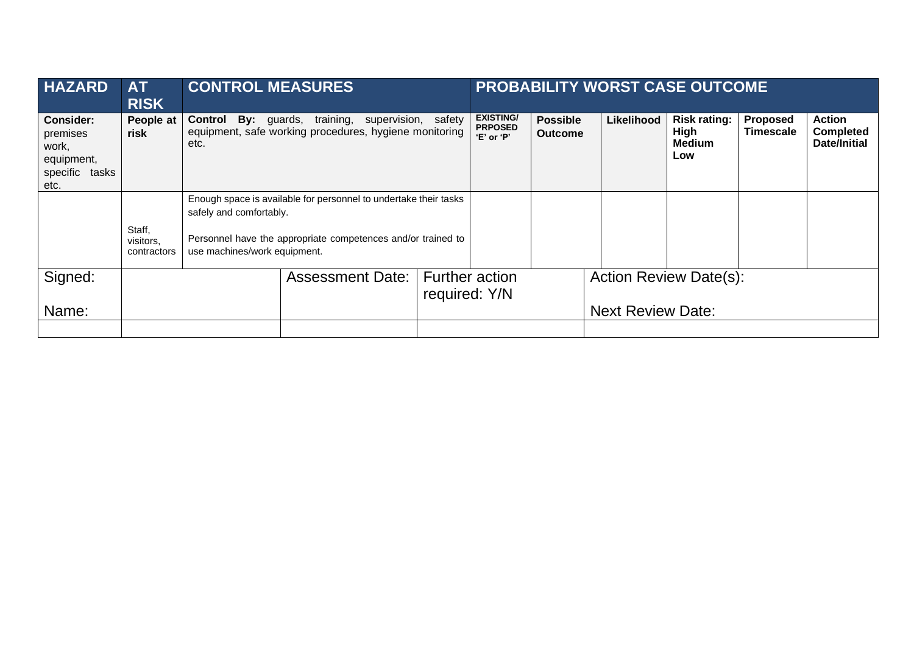| HAZARD | AT RISK | CONTROL MEASURES | PROBABILITY WORST CASE OUTCOME | | | | | |
|---|---|---|---|---|---|---|---|---|
| **Consider:** premises work, equipment, specific tasks etc. | **People at risk** | **Control By:** guards, training, supervision, safety equipment, safe working procedures, hygiene monitoring etc. | **EXISTING/ PRPOSED 'E' or 'P'** | **Possible Outcome** | **Likelihood** | **Risk rating: High Medium Low** | **Proposed Timescale** | **Action Completed Date/Initial** |
| | Staff, visitors, contractors | Enough space is available for personnel to undertake their tasks safely and comfortably.<br><br>Personnel have the appropriate competences and/or trained to use machines/work equipment. | | | | | | |

| Signed:<br><br>Name: | | Assessment Date: | Further action required: Y/N | Action Review Date(s):<br><br>Next Review Date: |
|---|---|---|---|---|
| | | | | |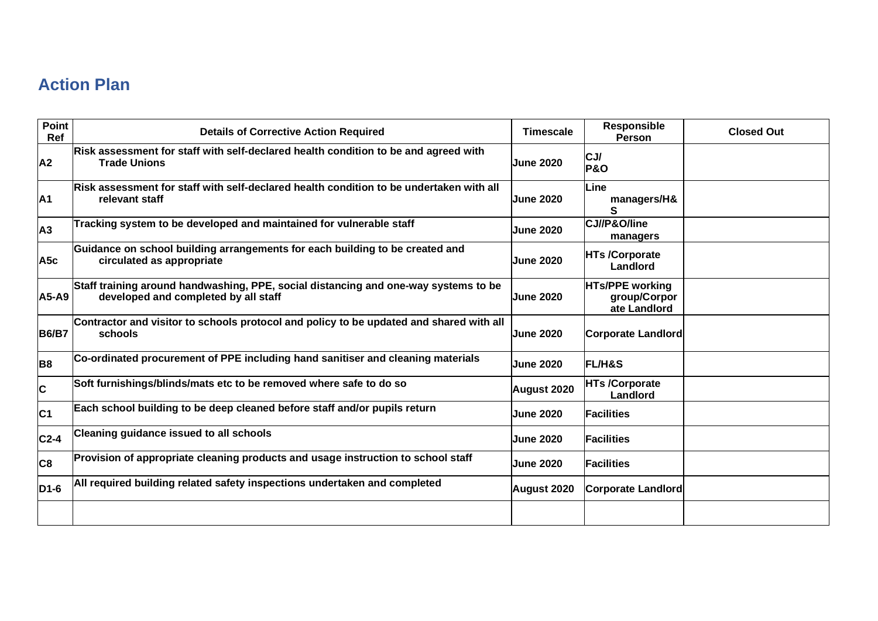## Action Plan

| Point Ref | Details of Corrective Action Required | Timescale | Responsible Person | Closed Out |
|---|---|---|---|---|
| A2 | Risk assessment for staff with self-declared health condition to be and agreed with Trade Unions | June 2020 | CJ/ P&O | |
| A1 | Risk assessment for staff with self-declared health condition to be undertaken with all relevant staff | June 2020 | Line managers/H&S | |
| A3 | Tracking system to be developed and maintained for vulnerable staff | June 2020 | CJ//P&O/line managers | |
| A5c | Guidance on school building arrangements for each building to be created and circulated as appropriate | June 2020 | HTs /Corporate Landlord | |
| A5-A9 | Staff training around handwashing, PPE, social distancing and one-way systems to be developed and completed by all staff | June 2020 | HTs/PPE working group/Corporate Landlord | |
| B6/B7 | Contractor and visitor to schools protocol and policy to be updated and shared with all schools | June 2020 | Corporate Landlord | |
| B8 | Co-ordinated procurement of PPE including hand sanitiser and cleaning materials | June 2020 | FL/H&S | |
| C | Soft furnishings/blinds/mats etc to be removed where safe to do so | August 2020 | HTs /Corporate Landlord | |
| C1 | Each school building to be deep cleaned before staff and/or pupils return | June 2020 | Facilities | |
| C2-4 | Cleaning guidance issued to all schools | June 2020 | Facilities | |
| C8 | Provision of appropriate cleaning products and usage instruction to school staff | June 2020 | Facilities | |
| D1-6 | All required building related safety inspections undertaken and completed | August 2020 | Corporate Landlord | |
| | | | | |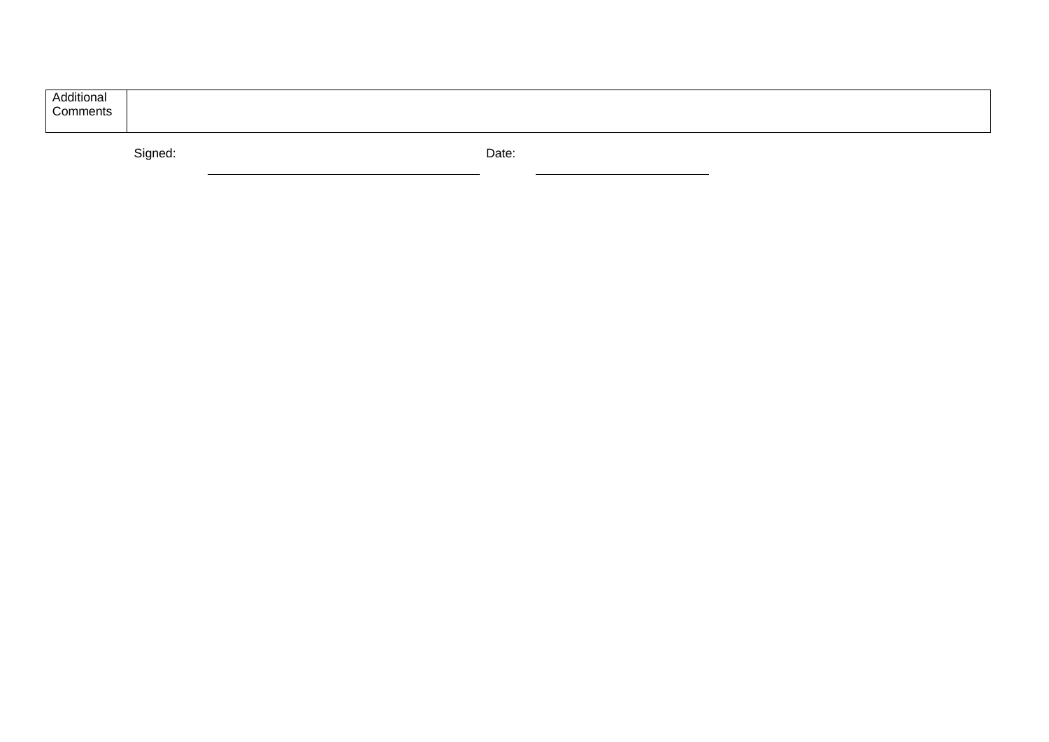| | |
|---|---|
| Additional Comments | |

Signed: \_\_\_\_\_\_\_\_\_\_\_\_\_\_\_\_\_\_\_\_\_\_\_\_\_\_\_\_\_\_\_\_ Date: \_\_\_\_\_\_\_\_\_\_\_\_\_\_\_\_\_\_\_\_